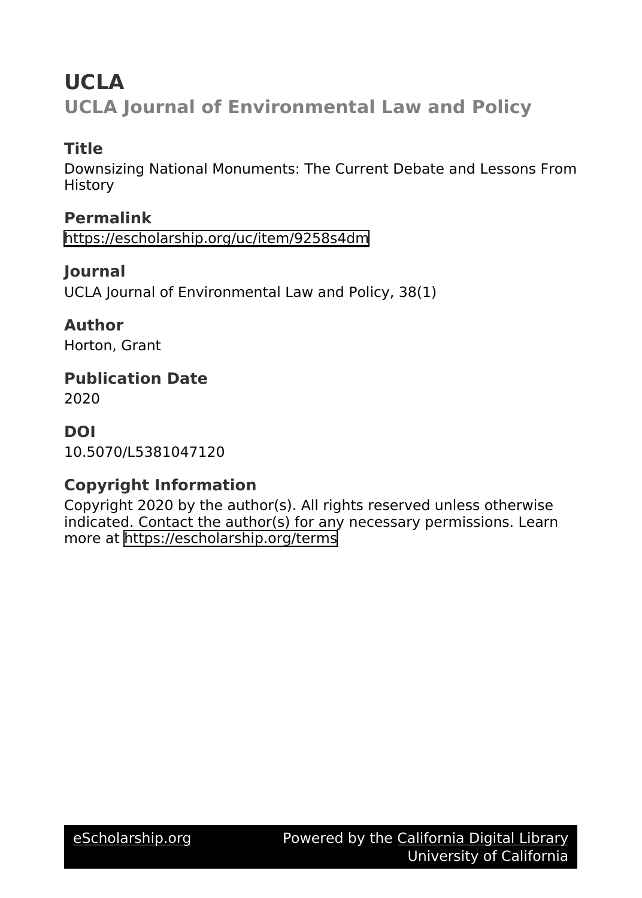# UCLA

## UCLA Journal of Environmental Law and Policy

### Title

Downsizing National Monuments: The Current Debate and Lessons From History

### Permalink

https://escholarship.org/uc/item/9258s4dm

### Journal

UCLA Journal of Environmental Law and Policy, 38(1)

### Author

Horton, Grant

### Publication Date

2020

### DOI

10.5070/L5381047120

### Copyright Information

Copyright 2020 by the author(s). All rights reserved unless otherwise indicated. Contact the author(s) for any necessary permissions. Learn more at https://escholarship.org/terms

eScholarship.org Powered by the California Digital Library University of California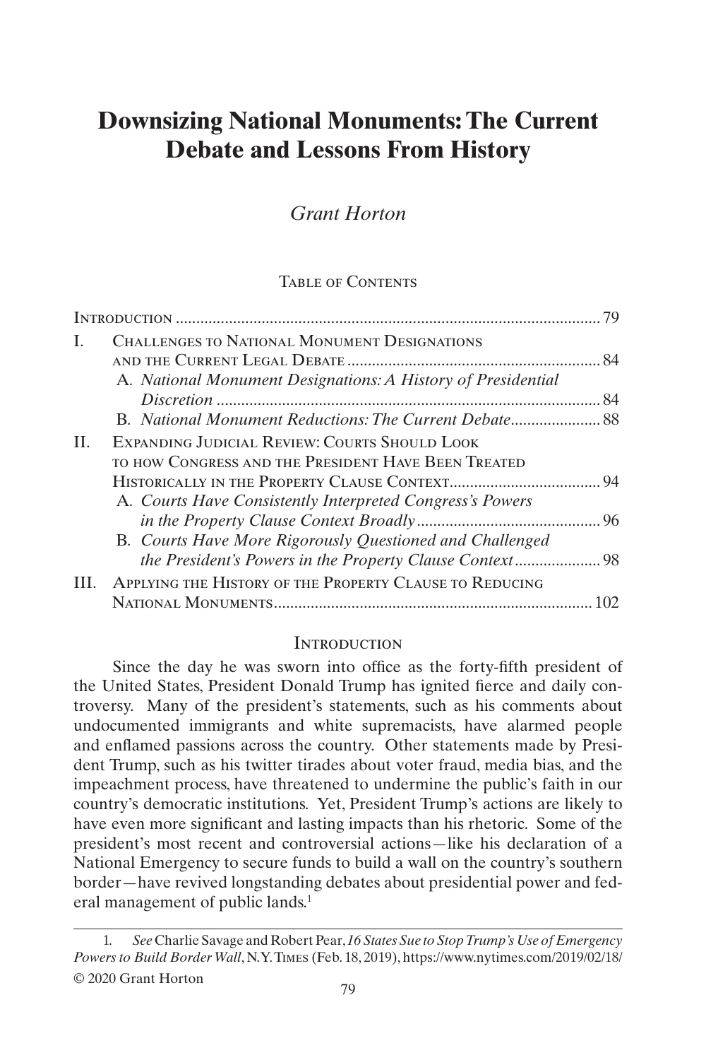# Downsizing National Monuments: The Current Debate and Lessons From History

*Grant Horton*

Table of Contents

| | | |
|---|---|---|
| Introduction | | 79 |
| I. | Challenges to National Monument Designations and the Current Legal Debate | 84 |
| | A. *National Monument Designations: A History of Presidential Discretion* | 84 |
| | B. *National Monument Reductions: The Current Debate* | 88 |
| II. | Expanding Judicial Review: Courts Should Look to how Congress and the President Have Been Treated Historically in the Property Clause Context | 94 |
| | A. *Courts Have Consistently Interpreted Congress's Powers in the Property Clause Context Broadly* | 96 |
| | B. *Courts Have More Rigorously Questioned and Challenged the President's Powers in the Property Clause Context* | 98 |
| III. | Applying the History of the Property Clause to Reducing National Monuments | 102 |

## Introduction

Since the day he was sworn into office as the forty-fifth president of the United States, President Donald Trump has ignited fierce and daily controversy. Many of the president's statements, such as his comments about undocumented immigrants and white supremacists, have alarmed people and enflamed passions across the country. Other statements made by President Trump, such as his twitter tirades about voter fraud, media bias, and the impeachment process, have threatened to undermine the public's faith in our country's democratic institutions. Yet, President Trump's actions are likely to have even more significant and lasting impacts than his rhetoric. Some of the president's most recent and controversial actions—like his declaration of a National Emergency to secure funds to build a wall on the country's southern border—have revived longstanding debates about presidential power and federal management of public lands.[1]

1. *See* Charlie Savage and Robert Pear, *16 States Sue to Stop Trump's Use of Emergency Powers to Build Border Wall*, N.Y. Times (Feb. 18, 2019), https://www.nytimes.com/2019/02/18/

© 2020 Grant Horton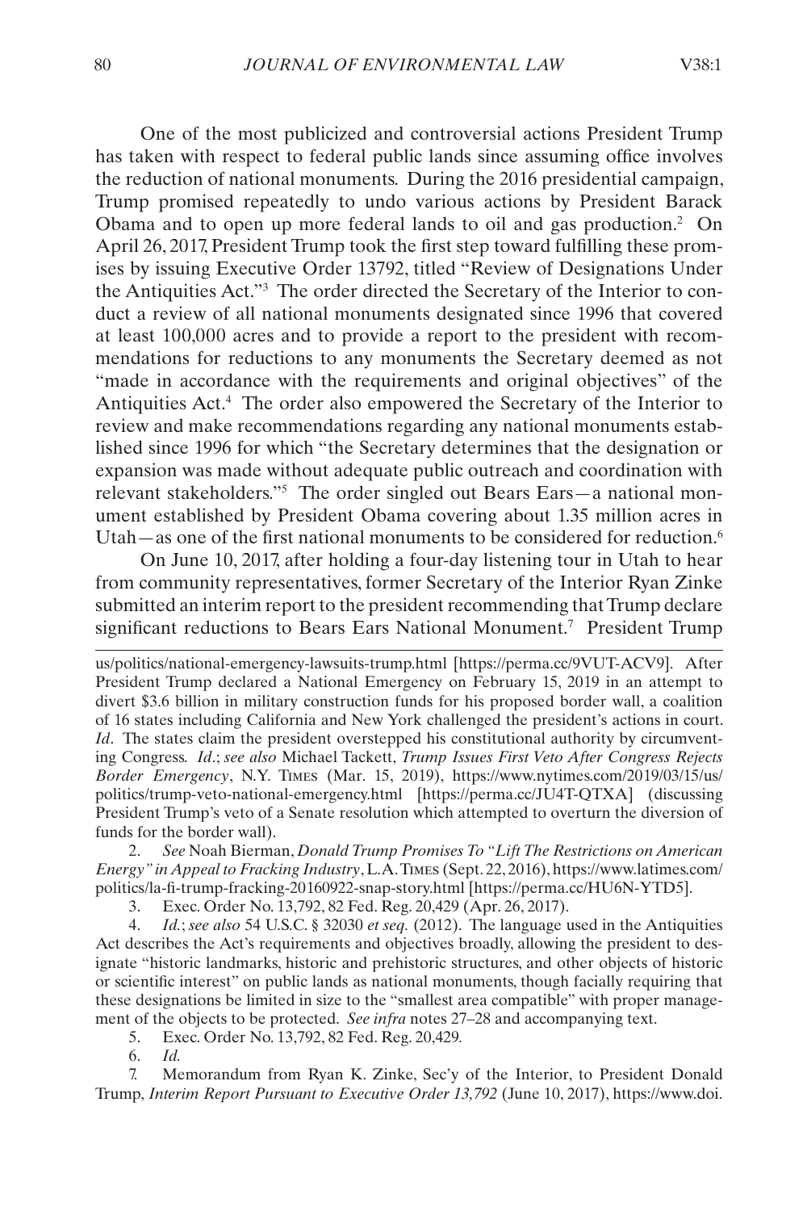One of the most publicized and controversial actions President Trump has taken with respect to federal public lands since assuming office involves the reduction of national monuments. During the 2016 presidential campaign, Trump promised repeatedly to undo various actions by President Barack Obama and to open up more federal lands to oil and gas production.[2] On April 26, 2017, President Trump took the first step toward fulfilling these promises by issuing Executive Order 13792, titled "Review of Designations Under the Antiquities Act."[3] The order directed the Secretary of the Interior to conduct a review of all national monuments designated since 1996 that covered at least 100,000 acres and to provide a report to the president with recommendations for reductions to any monuments the Secretary deemed as not "made in accordance with the requirements and original objectives" of the Antiquities Act.[4] The order also empowered the Secretary of the Interior to review and make recommendations regarding any national monuments established since 1996 for which "the Secretary determines that the designation or expansion was made without adequate public outreach and coordination with relevant stakeholders."[5] The order singled out Bears Ears—a national monument established by President Obama covering about 1.35 million acres in Utah—as one of the first national monuments to be considered for reduction.[6]

On June 10, 2017, after holding a four-day listening tour in Utah to hear from community representatives, former Secretary of the Interior Ryan Zinke submitted an interim report to the president recommending that Trump declare significant reductions to Bears Ears National Monument.[7] President Trump

---

us/politics/national-emergency-lawsuits-trump.html [https://perma.cc/9VUT-ACV9]. After President Trump declared a National Emergency on February 15, 2019 in an attempt to divert $3.6 billion in military construction funds for his proposed border wall, a coalition of 16 states including California and New York challenged the president's actions in court. *Id*. The states claim the president overstepped his constitutional authority by circumventing Congress. *Id*.; *see also* Michael Tackett, *Trump Issues First Veto After Congress Rejects Border Emergency*, N.Y. Times (Mar. 15, 2019), https://www.nytimes.com/2019/03/15/us/politics/trump-veto-national-emergency.html [https://perma.cc/JU4T-QTXA] (discussing President Trump's veto of a Senate resolution which attempted to overturn the diversion of funds for the border wall).

2. *See* Noah Bierman, *Donald Trump Promises To "Lift The Restrictions on American Energy" in Appeal to Fracking Industry*, L.A. Times (Sept. 22, 2016), https://www.latimes.com/politics/la-fi-trump-fracking-20160922-snap-story.html [https://perma.cc/HU6N-YTD5].

3. Exec. Order No. 13,792, 82 Fed. Reg. 20,429 (Apr. 26, 2017).

4. *Id.*; *see also* 54 U.S.C. § 32030 *et seq.* (2012). The language used in the Antiquities Act describes the Act's requirements and objectives broadly, allowing the president to designate "historic landmarks, historic and prehistoric structures, and other objects of historic or scientific interest" on public lands as national monuments, though facially requiring that these designations be limited in size to the "smallest area compatible" with proper management of the objects to be protected. *See infra* notes 27–28 and accompanying text.

5. Exec. Order No. 13,792, 82 Fed. Reg. 20,429.

6. *Id.*

7. Memorandum from Ryan K. Zinke, Sec'y of the Interior, to President Donald Trump, *Interim Report Pursuant to Executive Order 13,792* (June 10, 2017), https://www.doi.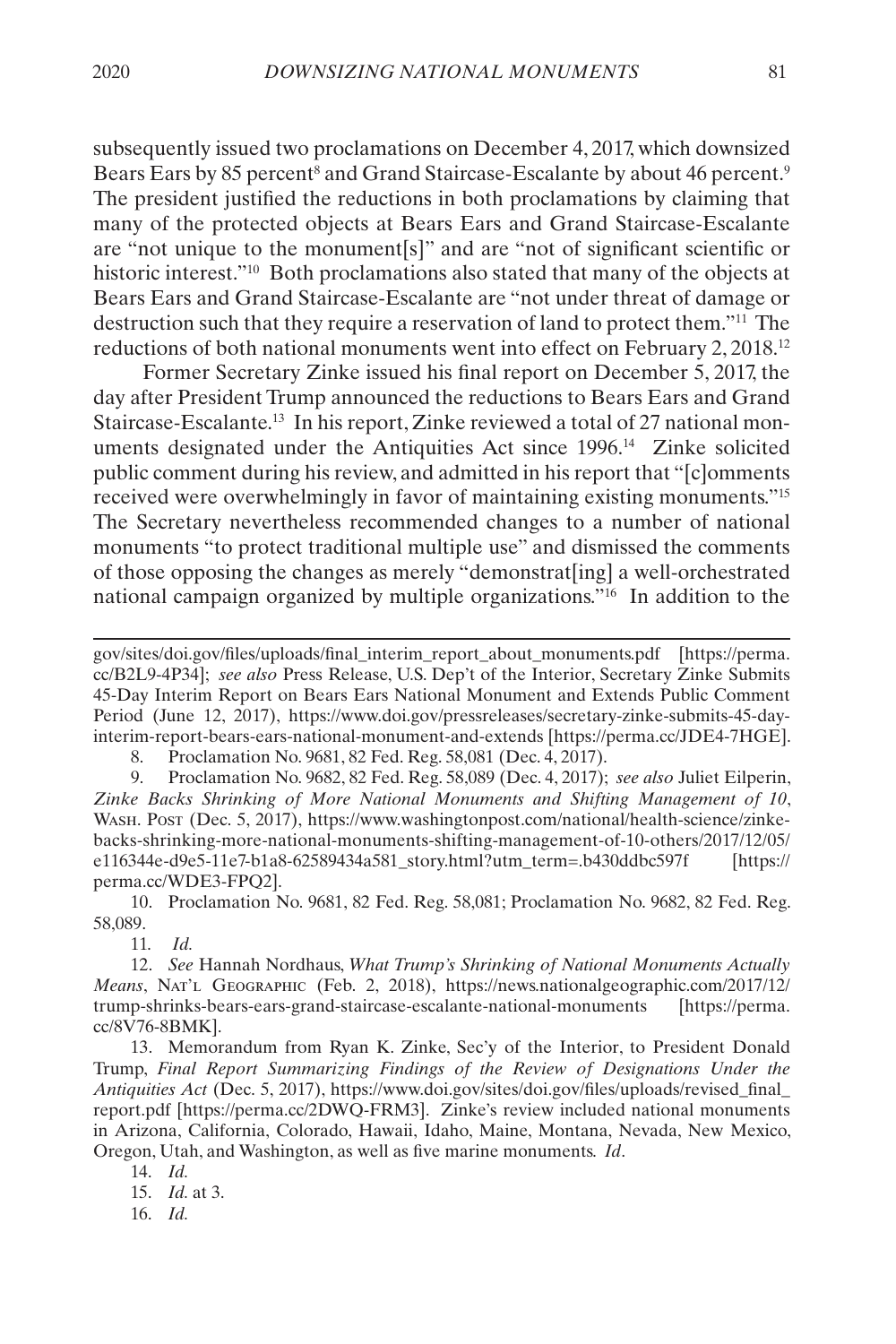subsequently issued two proclamations on December 4, 2017, which downsized Bears Ears by 85 percent[8] and Grand Staircase-Escalante by about 46 percent.[9] The president justified the reductions in both proclamations by claiming that many of the protected objects at Bears Ears and Grand Staircase-Escalante are "not unique to the monument[s]" and are "not of significant scientific or historic interest."[10] Both proclamations also stated that many of the objects at Bears Ears and Grand Staircase-Escalante are "not under threat of damage or destruction such that they require a reservation of land to protect them."[11] The reductions of both national monuments went into effect on February 2, 2018.[12]

Former Secretary Zinke issued his final report on December 5, 2017, the day after President Trump announced the reductions to Bears Ears and Grand Staircase-Escalante.[13] In his report, Zinke reviewed a total of 27 national monuments designated under the Antiquities Act since 1996.[14] Zinke solicited public comment during his review, and admitted in his report that "[c]omments received were overwhelmingly in favor of maintaining existing monuments."[15] The Secretary nevertheless recommended changes to a number of national monuments "to protect traditional multiple use" and dismissed the comments of those opposing the changes as merely "demonstrat[ing] a well-orchestrated national campaign organized by multiple organizations."[16] In addition to the

---

gov/sites/doi.gov/files/uploads/final_interim_report_about_monuments.pdf [https://perma.cc/B2L9-4P34]; *see also* Press Release, U.S. Dep't of the Interior, Secretary Zinke Submits 45-Day Interim Report on Bears Ears National Monument and Extends Public Comment Period (June 12, 2017), https://www.doi.gov/pressreleases/secretary-zinke-submits-45-day-interim-report-bears-ears-national-monument-and-extends [https://perma.cc/JDE4-7HGE].

8. Proclamation No. 9681, 82 Fed. Reg. 58,081 (Dec. 4, 2017).

9. Proclamation No. 9682, 82 Fed. Reg. 58,089 (Dec. 4, 2017); *see also* Juliet Eilperin, *Zinke Backs Shrinking of More National Monuments and Shifting Management of 10*, Wash. Post (Dec. 5, 2017), https://www.washingtonpost.com/national/health-science/zinke-backs-shrinking-more-national-monuments-shifting-management-of-10-others/2017/12/05/e116344e-d9e5-11e7-b1a8-62589434a581_story.html?utm_term=.b430ddbc597f [https://perma.cc/WDE3-FPQ2].

10. Proclamation No. 9681, 82 Fed. Reg. 58,081; Proclamation No. 9682, 82 Fed. Reg. 58,089.

11. *Id.*

12. *See* Hannah Nordhaus, *What Trump's Shrinking of National Monuments Actually Means*, Nat'l Geographic (Feb. 2, 2018), https://news.nationalgeographic.com/2017/12/trump-shrinks-bears-ears-grand-staircase-escalante-national-monuments [https://perma.cc/8V76-8BMK].

13. Memorandum from Ryan K. Zinke, Sec'y of the Interior, to President Donald Trump, *Final Report Summarizing Findings of the Review of Designations Under the Antiquities Act* (Dec. 5, 2017), https://www.doi.gov/sites/doi.gov/files/uploads/revised_final_report.pdf [https://perma.cc/2DWQ-FRM3]. Zinke's review included national monuments in Arizona, California, Colorado, Hawaii, Idaho, Maine, Montana, Nevada, New Mexico, Oregon, Utah, and Washington, as well as five marine monuments. *Id*.

14. *Id.*

15. *Id.* at 3.

16. *Id.*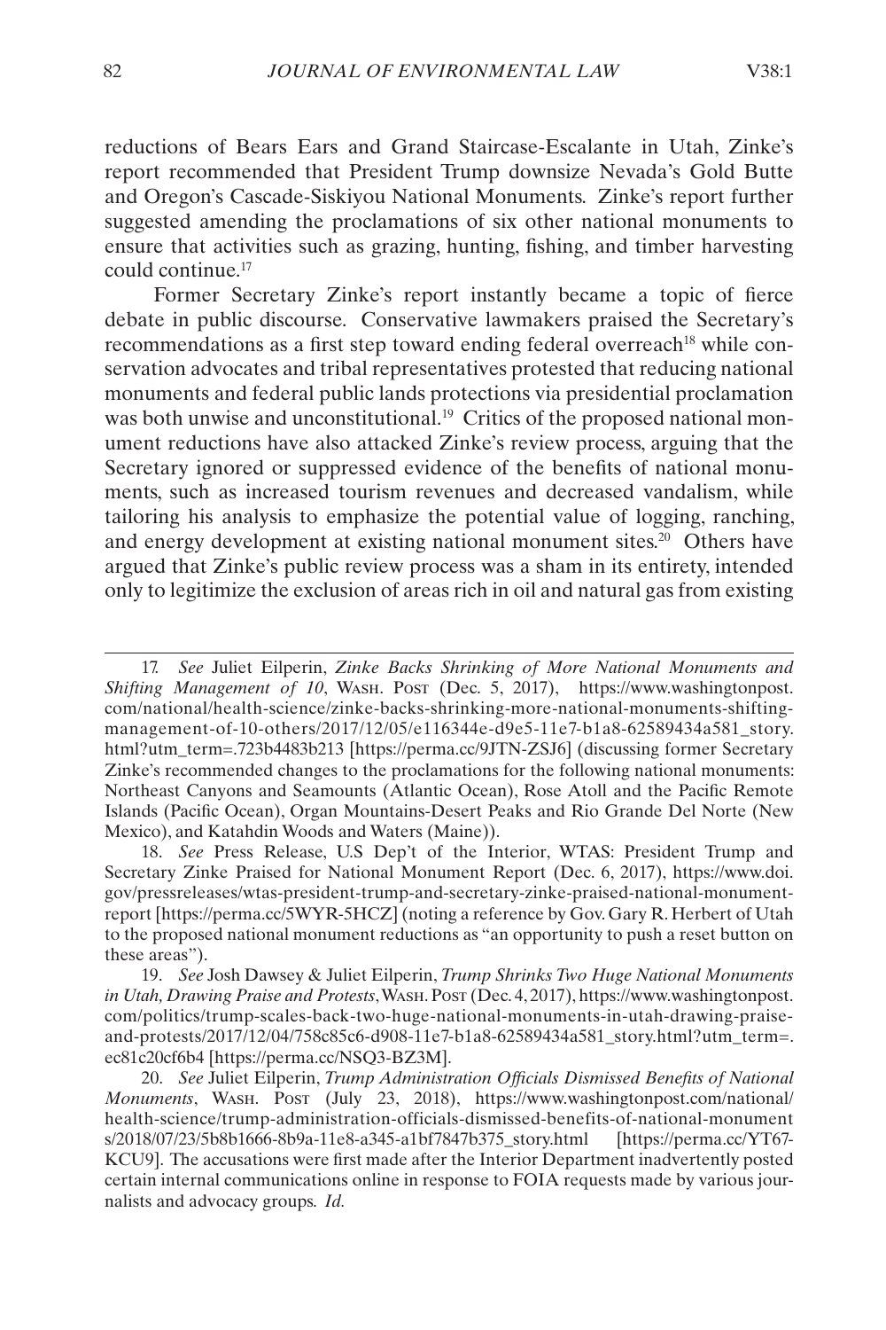reductions of Bears Ears and Grand Staircase-Escalante in Utah, Zinke's report recommended that President Trump downsize Nevada's Gold Butte and Oregon's Cascade-Siskiyou National Monuments. Zinke's report further suggested amending the proclamations of six other national monuments to ensure that activities such as grazing, hunting, fishing, and timber harvesting could continue.[17]

Former Secretary Zinke's report instantly became a topic of fierce debate in public discourse. Conservative lawmakers praised the Secretary's recommendations as a first step toward ending federal overreach[18] while conservation advocates and tribal representatives protested that reducing national monuments and federal public lands protections via presidential proclamation was both unwise and unconstitutional.[19] Critics of the proposed national monument reductions have also attacked Zinke's review process, arguing that the Secretary ignored or suppressed evidence of the benefits of national monuments, such as increased tourism revenues and decreased vandalism, while tailoring his analysis to emphasize the potential value of logging, ranching, and energy development at existing national monument sites.[20] Others have argued that Zinke's public review process was a sham in its entirety, intended only to legitimize the exclusion of areas rich in oil and natural gas from existing

---

17. *See* Juliet Eilperin, *Zinke Backs Shrinking of More National Monuments and Shifting Management of 10*, Wash. Post (Dec. 5, 2017), https://www.washingtonpost.com/national/health-science/zinke-backs-shrinking-more-national-monuments-shifting-management-of-10-others/2017/12/05/e116344e-d9e5-11e7-b1a8-62589434a581_story.html?utm_term=.723b4483b213 [https://perma.cc/9JTN-ZSJ6] (discussing former Secretary Zinke's recommended changes to the proclamations for the following national monuments: Northeast Canyons and Seamounts (Atlantic Ocean), Rose Atoll and the Pacific Remote Islands (Pacific Ocean), Organ Mountains-Desert Peaks and Rio Grande Del Norte (New Mexico), and Katahdin Woods and Waters (Maine)).

18. *See* Press Release, U.S Dep't of the Interior, WTAS: President Trump and Secretary Zinke Praised for National Monument Report (Dec. 6, 2017), https://www.doi.gov/pressreleases/wtas-president-trump-and-secretary-zinke-praised-national-monument-report [https://perma.cc/5WYR-5HCZ] (noting a reference by Gov. Gary R. Herbert of Utah to the proposed national monument reductions as "an opportunity to push a reset button on these areas").

19. *See* Josh Dawsey & Juliet Eilperin, *Trump Shrinks Two Huge National Monuments in Utah, Drawing Praise and Protests*, Wash. Post (Dec. 4, 2017), https://www.washingtonpost.com/politics/trump-scales-back-two-huge-national-monuments-in-utah-drawing-praise-and-protests/2017/12/04/758c85c6-d908-11e7-b1a8-62589434a581_story.html?utm_term=.ec81c20cf6b4 [https://perma.cc/NSQ3-BZ3M].

20. *See* Juliet Eilperin, *Trump Administration Officials Dismissed Benefits of National Monuments*, Wash. Post (July 23, 2018), https://www.washingtonpost.com/national/health-science/trump-administration-officials-dismissed-benefits-of-national-monuments/2018/07/23/5b8b1666-8b9a-11e8-a345-a1bf7847b375_story.html [https://perma.cc/YT67-KCU9]. The accusations were first made after the Interior Department inadvertently posted certain internal communications online in response to FOIA requests made by various journalists and advocacy groups. *Id.*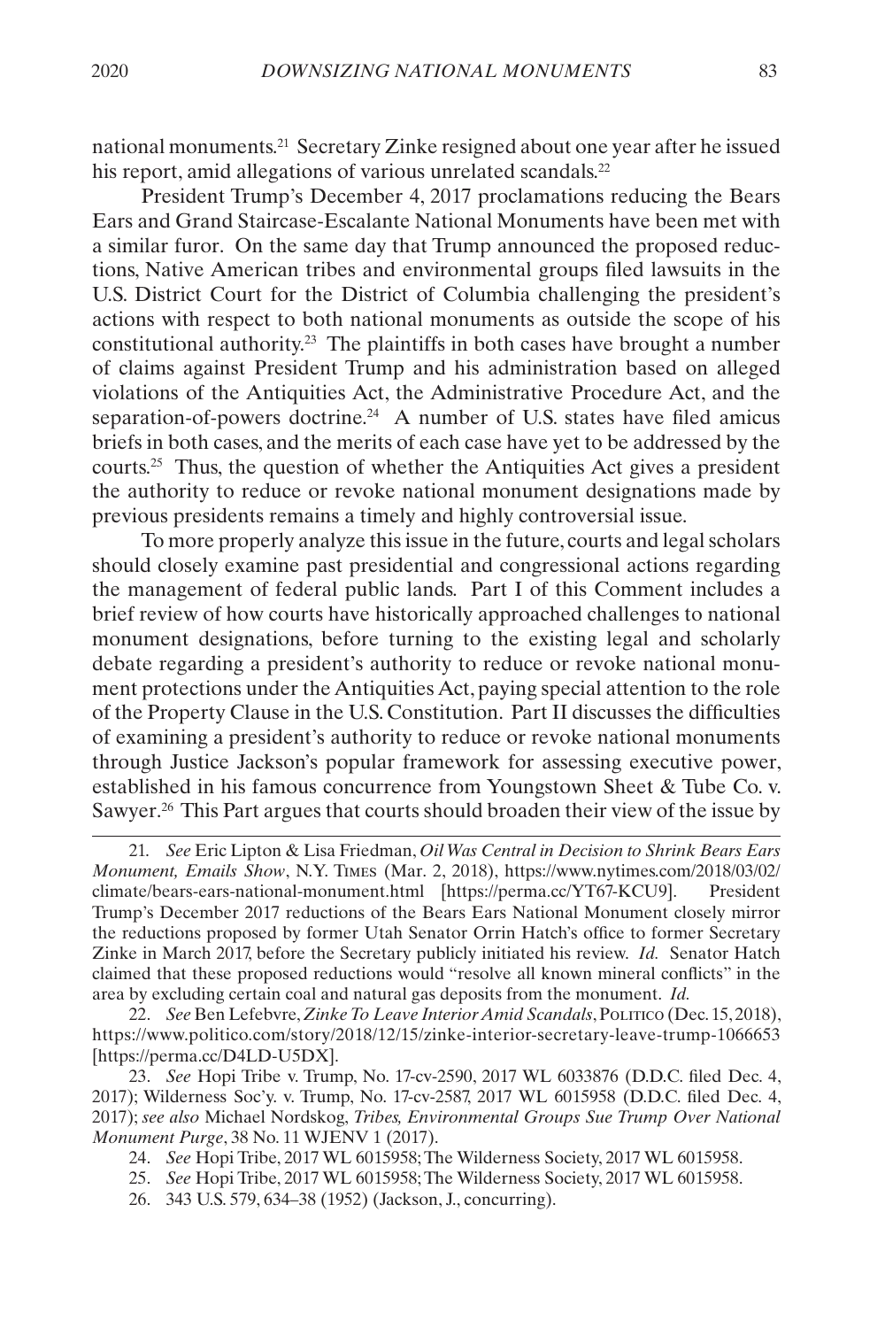national monuments.[21] Secretary Zinke resigned about one year after he issued his report, amid allegations of various unrelated scandals.[22]

President Trump's December 4, 2017 proclamations reducing the Bears Ears and Grand Staircase-Escalante National Monuments have been met with a similar furor. On the same day that Trump announced the proposed reductions, Native American tribes and environmental groups filed lawsuits in the U.S. District Court for the District of Columbia challenging the president's actions with respect to both national monuments as outside the scope of his constitutional authority.[23] The plaintiffs in both cases have brought a number of claims against President Trump and his administration based on alleged violations of the Antiquities Act, the Administrative Procedure Act, and the separation-of-powers doctrine.[24] A number of U.S. states have filed amicus briefs in both cases, and the merits of each case have yet to be addressed by the courts.[25] Thus, the question of whether the Antiquities Act gives a president the authority to reduce or revoke national monument designations made by previous presidents remains a timely and highly controversial issue.

To more properly analyze this issue in the future, courts and legal scholars should closely examine past presidential and congressional actions regarding the management of federal public lands. Part I of this Comment includes a brief review of how courts have historically approached challenges to national monument designations, before turning to the existing legal and scholarly debate regarding a president's authority to reduce or revoke national monument protections under the Antiquities Act, paying special attention to the role of the Property Clause in the U.S. Constitution. Part II discusses the difficulties of examining a president's authority to reduce or revoke national monuments through Justice Jackson's popular framework for assessing executive power, established in his famous concurrence from Youngstown Sheet & Tube Co. v. Sawyer.[26] This Part argues that courts should broaden their view of the issue by

---

21. *See* Eric Lipton & Lisa Friedman, *Oil Was Central in Decision to Shrink Bears Ears Monument, Emails Show*, N.Y. Times (Mar. 2, 2018), https://www.nytimes.com/2018/03/02/climate/bears-ears-national-monument.html [https://perma.cc/YT67-KCU9]. President Trump's December 2017 reductions of the Bears Ears National Monument closely mirror the reductions proposed by former Utah Senator Orrin Hatch's office to former Secretary Zinke in March 2017, before the Secretary publicly initiated his review. *Id.* Senator Hatch claimed that these proposed reductions would "resolve all known mineral conflicts" in the area by excluding certain coal and natural gas deposits from the monument. *Id.*

22. *See* Ben Lefebvre, *Zinke To Leave Interior Amid Scandals*, Politico (Dec. 15, 2018), https://www.politico.com/story/2018/12/15/zinke-interior-secretary-leave-trump-1066653 [https://perma.cc/D4LD-U5DX].

23. *See* Hopi Tribe v. Trump, No. 17-cv-2590, 2017 WL 6033876 (D.D.C. filed Dec. 4, 2017); Wilderness Soc'y. v. Trump, No. 17-cv-2587, 2017 WL 6015958 (D.D.C. filed Dec. 4, 2017); *see also* Michael Nordskog, *Tribes, Environmental Groups Sue Trump Over National Monument Purge*, 38 No. 11 WJENV 1 (2017).

24. *See* Hopi Tribe, 2017 WL 6015958; The Wilderness Society, 2017 WL 6015958.

25. *See* Hopi Tribe, 2017 WL 6015958; The Wilderness Society, 2017 WL 6015958.

26. 343 U.S. 579, 634–38 (1952) (Jackson, J., concurring).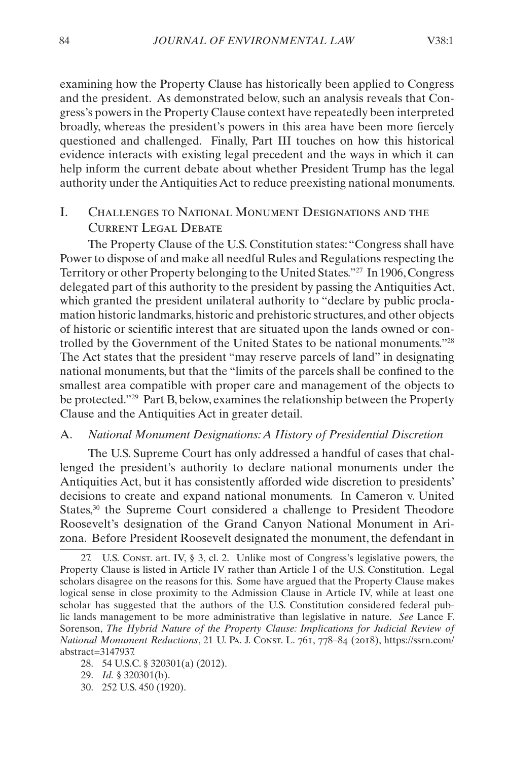examining how the Property Clause has historically been applied to Congress and the president. As demonstrated below, such an analysis reveals that Congress's powers in the Property Clause context have repeatedly been interpreted broadly, whereas the president's powers in this area have been more fiercely questioned and challenged. Finally, Part III touches on how this historical evidence interacts with existing legal precedent and the ways in which it can help inform the current debate about whether President Trump has the legal authority under the Antiquities Act to reduce preexisting national monuments.

## I. Challenges to National Monument Designations and the Current Legal Debate

The Property Clause of the U.S. Constitution states: "Congress shall have Power to dispose of and make all needful Rules and Regulations respecting the Territory or other Property belonging to the United States."[27] In 1906, Congress delegated part of this authority to the president by passing the Antiquities Act, which granted the president unilateral authority to "declare by public proclamation historic landmarks, historic and prehistoric structures, and other objects of historic or scientific interest that are situated upon the lands owned or controlled by the Government of the United States to be national monuments."[28] The Act states that the president "may reserve parcels of land" in designating national monuments, but that the "limits of the parcels shall be confined to the smallest area compatible with proper care and management of the objects to be protected."[29] Part B, below, examines the relationship between the Property Clause and the Antiquities Act in greater detail.

### A. *National Monument Designations: A History of Presidential Discretion*

The U.S. Supreme Court has only addressed a handful of cases that challenged the president's authority to declare national monuments under the Antiquities Act, but it has consistently afforded wide discretion to presidents' decisions to create and expand national monuments. In Cameron v. United States,[30] the Supreme Court considered a challenge to President Theodore Roosevelt's designation of the Grand Canyon National Monument in Arizona. Before President Roosevelt designated the monument, the defendant in

---

27. U.S. Const. art. IV, § 3, cl. 2. Unlike most of Congress's legislative powers, the Property Clause is listed in Article IV rather than Article I of the U.S. Constitution. Legal scholars disagree on the reasons for this. Some have argued that the Property Clause makes logical sense in close proximity to the Admission Clause in Article IV, while at least one scholar has suggested that the authors of the U.S. Constitution considered federal public lands management to be more administrative than legislative in nature. *See* Lance F. Sorenson, *The Hybrid Nature of the Property Clause: Implications for Judicial Review of National Monument Reductions*, 21 U. Pa. J. Const. L. 761, 778–84 (2018), https://ssrn.com/abstract=3147937.

28. 54 U.S.C. § 320301(a) (2012).

29. *Id.* § 320301(b).

30. 252 U.S. 450 (1920).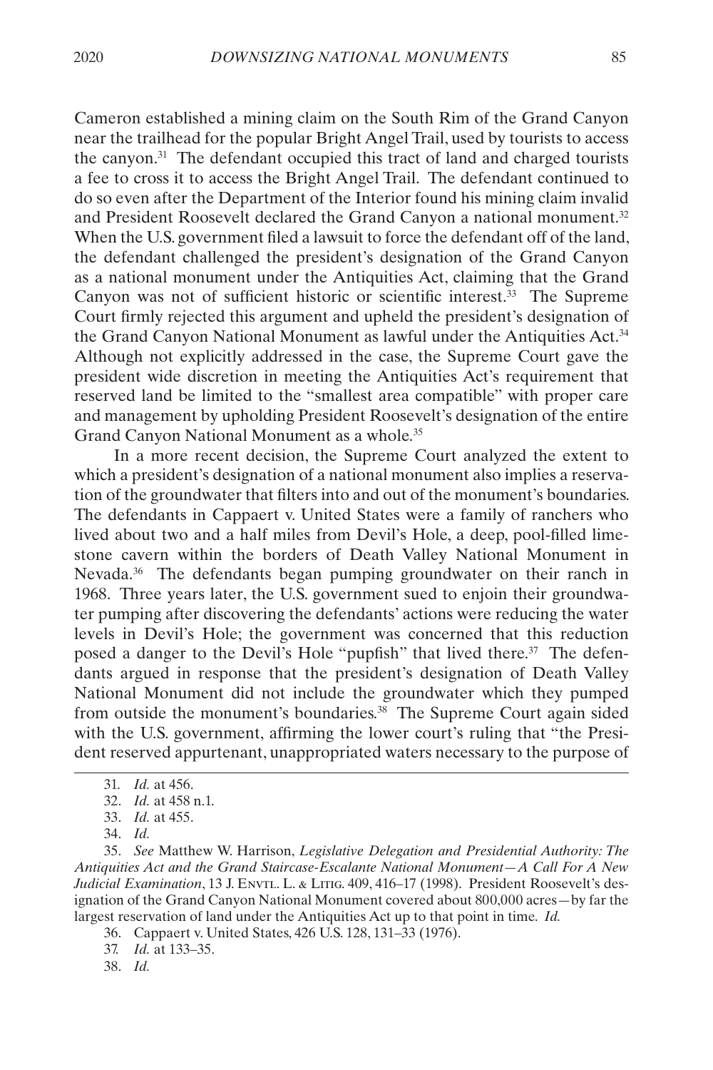Cameron established a mining claim on the South Rim of the Grand Canyon near the trailhead for the popular Bright Angel Trail, used by tourists to access the canyon.[31] The defendant occupied this tract of land and charged tourists a fee to cross it to access the Bright Angel Trail. The defendant continued to do so even after the Department of the Interior found his mining claim invalid and President Roosevelt declared the Grand Canyon a national monument.[32] When the U.S. government filed a lawsuit to force the defendant off of the land, the defendant challenged the president's designation of the Grand Canyon as a national monument under the Antiquities Act, claiming that the Grand Canyon was not of sufficient historic or scientific interest.[33] The Supreme Court firmly rejected this argument and upheld the president's designation of the Grand Canyon National Monument as lawful under the Antiquities Act.[34] Although not explicitly addressed in the case, the Supreme Court gave the president wide discretion in meeting the Antiquities Act's requirement that reserved land be limited to the "smallest area compatible" with proper care and management by upholding President Roosevelt's designation of the entire Grand Canyon National Monument as a whole.[35]

In a more recent decision, the Supreme Court analyzed the extent to which a president's designation of a national monument also implies a reservation of the groundwater that filters into and out of the monument's boundaries. The defendants in Cappaert v. United States were a family of ranchers who lived about two and a half miles from Devil's Hole, a deep, pool-filled limestone cavern within the borders of Death Valley National Monument in Nevada.[36] The defendants began pumping groundwater on their ranch in 1968. Three years later, the U.S. government sued to enjoin their groundwater pumping after discovering the defendants' actions were reducing the water levels in Devil's Hole; the government was concerned that this reduction posed a danger to the Devil's Hole "pupfish" that lived there.[37] The defendants argued in response that the president's designation of Death Valley National Monument did not include the groundwater which they pumped from outside the monument's boundaries.[38] The Supreme Court again sided with the U.S. government, affirming the lower court's ruling that "the President reserved appurtenant, unappropriated waters necessary to the purpose of

---

31. *Id.* at 456.

32. *Id.* at 458 n.1.

33. *Id.* at 455.

34. *Id.*

35. *See* Matthew W. Harrison, *Legislative Delegation and Presidential Authority: The Antiquities Act and the Grand Staircase-Escalante National Monument—A Call For A New Judicial Examination*, 13 J. Envtl. L. & Litig. 409, 416–17 (1998). President Roosevelt's designation of the Grand Canyon National Monument covered about 800,000 acres—by far the largest reservation of land under the Antiquities Act up to that point in time. *Id.*

36. Cappaert v. United States, 426 U.S. 128, 131–33 (1976).

37. *Id.* at 133–35.

38. *Id.*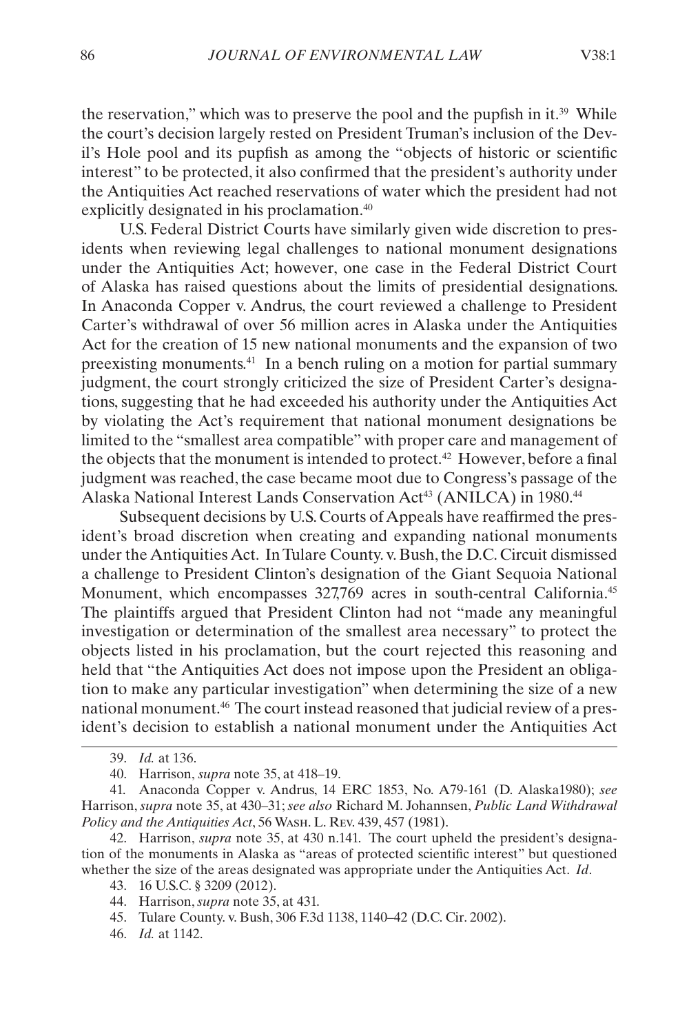the reservation," which was to preserve the pool and the pupfish in it.[39] While the court's decision largely rested on President Truman's inclusion of the Devil's Hole pool and its pupfish as among the "objects of historic or scientific interest" to be protected, it also confirmed that the president's authority under the Antiquities Act reached reservations of water which the president had not explicitly designated in his proclamation.[40]

U.S. Federal District Courts have similarly given wide discretion to presidents when reviewing legal challenges to national monument designations under the Antiquities Act; however, one case in the Federal District Court of Alaska has raised questions about the limits of presidential designations. In Anaconda Copper v. Andrus, the court reviewed a challenge to President Carter's withdrawal of over 56 million acres in Alaska under the Antiquities Act for the creation of 15 new national monuments and the expansion of two preexisting monuments.[41] In a bench ruling on a motion for partial summary judgment, the court strongly criticized the size of President Carter's designations, suggesting that he had exceeded his authority under the Antiquities Act by violating the Act's requirement that national monument designations be limited to the "smallest area compatible" with proper care and management of the objects that the monument is intended to protect.[42] However, before a final judgment was reached, the case became moot due to Congress's passage of the Alaska National Interest Lands Conservation Act[43] (ANILCA) in 1980.[44]

Subsequent decisions by U.S. Courts of Appeals have reaffirmed the president's broad discretion when creating and expanding national monuments under the Antiquities Act. In Tulare County. v. Bush, the D.C. Circuit dismissed a challenge to President Clinton's designation of the Giant Sequoia National Monument, which encompasses 327,769 acres in south-central California.[45] The plaintiffs argued that President Clinton had not "made any meaningful investigation or determination of the smallest area necessary" to protect the objects listed in his proclamation, but the court rejected this reasoning and held that "the Antiquities Act does not impose upon the President an obligation to make any particular investigation" when determining the size of a new national monument.[46] The court instead reasoned that judicial review of a president's decision to establish a national monument under the Antiquities Act

---

39. *Id.* at 136.

40. Harrison, *supra* note 35, at 418–19.

41. Anaconda Copper v. Andrus, 14 ERC 1853, No. A79-161 (D. Alaska1980); *see* Harrison, *supra* note 35, at 430–31; *see also* Richard M. Johannsen, *Public Land Withdrawal Policy and the Antiquities Act*, 56 Wash. L. Rev. 439, 457 (1981).

42. Harrison, *supra* note 35, at 430 n.141. The court upheld the president's designation of the monuments in Alaska as "areas of protected scientific interest" but questioned whether the size of the areas designated was appropriate under the Antiquities Act. *Id*.

43. 16 U.S.C. § 3209 (2012).

44. Harrison, *supra* note 35, at 431.

45. Tulare County. v. Bush, 306 F.3d 1138, 1140–42 (D.C. Cir. 2002).

46. *Id.* at 1142.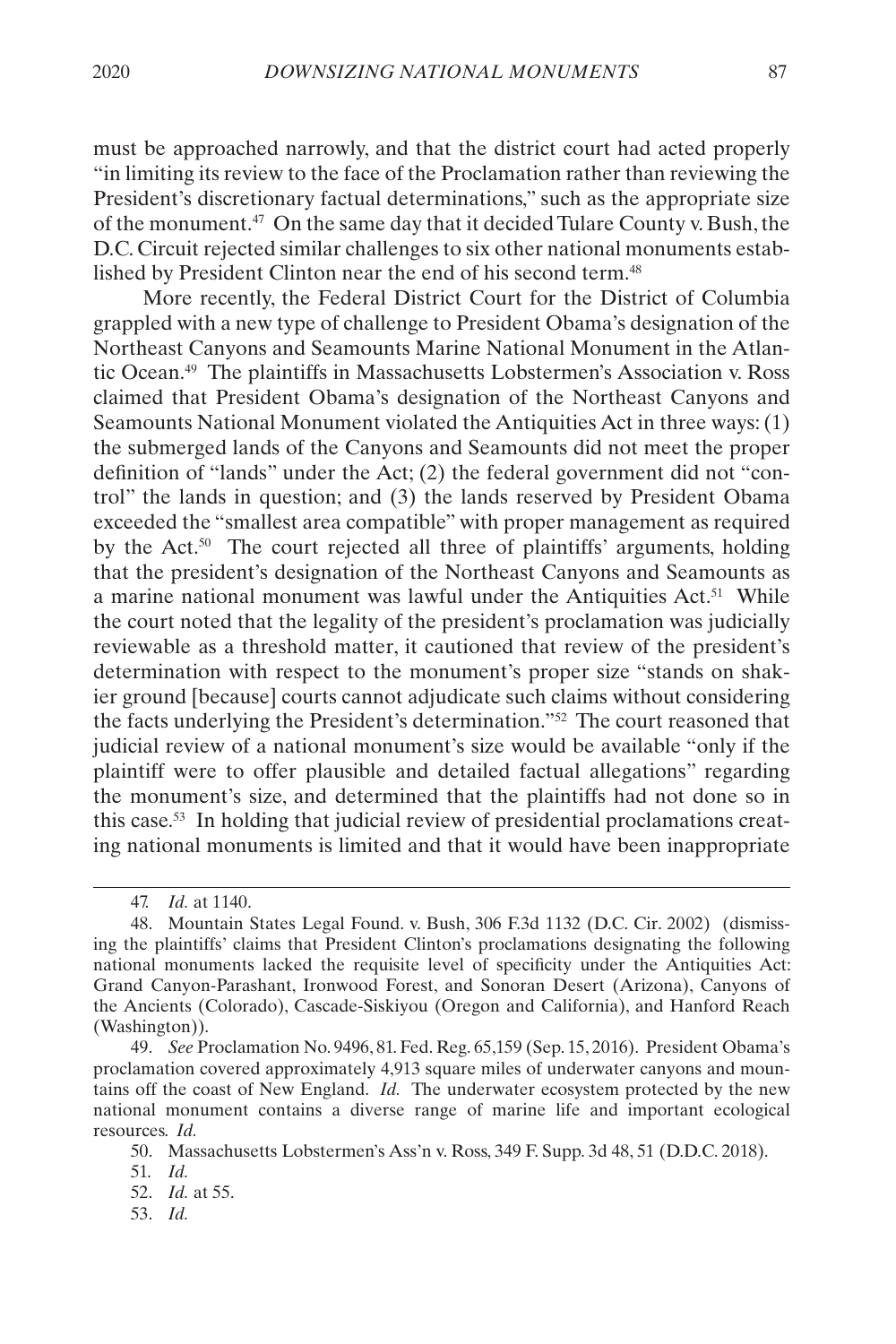must be approached narrowly, and that the district court had acted properly "in limiting its review to the face of the Proclamation rather than reviewing the President's discretionary factual determinations," such as the appropriate size of the monument.[47] On the same day that it decided Tulare County v. Bush, the D.C. Circuit rejected similar challenges to six other national monuments established by President Clinton near the end of his second term.[48]

More recently, the Federal District Court for the District of Columbia grappled with a new type of challenge to President Obama's designation of the Northeast Canyons and Seamounts Marine National Monument in the Atlantic Ocean.[49] The plaintiffs in Massachusetts Lobstermen's Association v. Ross claimed that President Obama's designation of the Northeast Canyons and Seamounts National Monument violated the Antiquities Act in three ways: (1) the submerged lands of the Canyons and Seamounts did not meet the proper definition of "lands" under the Act; (2) the federal government did not "control" the lands in question; and (3) the lands reserved by President Obama exceeded the "smallest area compatible" with proper management as required by the Act.[50] The court rejected all three of plaintiffs' arguments, holding that the president's designation of the Northeast Canyons and Seamounts as a marine national monument was lawful under the Antiquities Act.[51] While the court noted that the legality of the president's proclamation was judicially reviewable as a threshold matter, it cautioned that review of the president's determination with respect to the monument's proper size "stands on shakier ground [because] courts cannot adjudicate such claims without considering the facts underlying the President's determination."[52] The court reasoned that judicial review of a national monument's size would be available "only if the plaintiff were to offer plausible and detailed factual allegations" regarding the monument's size, and determined that the plaintiffs had not done so in this case.[53] In holding that judicial review of presidential proclamations creating national monuments is limited and that it would have been inappropriate

---

47. *Id.* at 1140.

48. Mountain States Legal Found. v. Bush, 306 F.3d 1132 (D.C. Cir. 2002) (dismissing the plaintiffs' claims that President Clinton's proclamations designating the following national monuments lacked the requisite level of specificity under the Antiquities Act: Grand Canyon-Parashant, Ironwood Forest, and Sonoran Desert (Arizona), Canyons of the Ancients (Colorado), Cascade-Siskiyou (Oregon and California), and Hanford Reach (Washington)).

49. *See* Proclamation No. 9496, 81. Fed. Reg. 65,159 (Sep. 15, 2016). President Obama's proclamation covered approximately 4,913 square miles of underwater canyons and mountains off the coast of New England. *Id.* The underwater ecosystem protected by the new national monument contains a diverse range of marine life and important ecological resources. *Id.*

50. Massachusetts Lobstermen's Ass'n v. Ross, 349 F. Supp. 3d 48, 51 (D.D.C. 2018).

51. *Id.*

52. *Id.* at 55.

53. *Id.*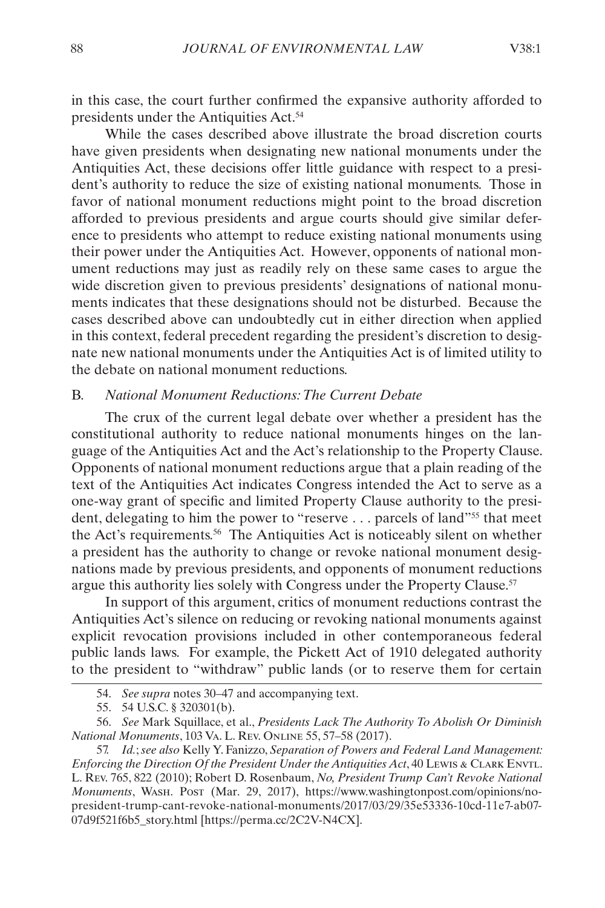in this case, the court further confirmed the expansive authority afforded to presidents under the Antiquities Act.[54]

While the cases described above illustrate the broad discretion courts have given presidents when designating new national monuments under the Antiquities Act, these decisions offer little guidance with respect to a president's authority to reduce the size of existing national monuments. Those in favor of national monument reductions might point to the broad discretion afforded to previous presidents and argue courts should give similar deference to presidents who attempt to reduce existing national monuments using their power under the Antiquities Act. However, opponents of national monument reductions may just as readily rely on these same cases to argue the wide discretion given to previous presidents' designations of national monuments indicates that these designations should not be disturbed. Because the cases described above can undoubtedly cut in either direction when applied in this context, federal precedent regarding the president's discretion to designate new national monuments under the Antiquities Act is of limited utility to the debate on national monument reductions.

### B. *National Monument Reductions: The Current Debate*

The crux of the current legal debate over whether a president has the constitutional authority to reduce national monuments hinges on the language of the Antiquities Act and the Act's relationship to the Property Clause. Opponents of national monument reductions argue that a plain reading of the text of the Antiquities Act indicates Congress intended the Act to serve as a one-way grant of specific and limited Property Clause authority to the president, delegating to him the power to "reserve . . . parcels of land"[55] that meet the Act's requirements.[56] The Antiquities Act is noticeably silent on whether a president has the authority to change or revoke national monument designations made by previous presidents, and opponents of monument reductions argue this authority lies solely with Congress under the Property Clause.[57]

In support of this argument, critics of monument reductions contrast the Antiquities Act's silence on reducing or revoking national monuments against explicit revocation provisions included in other contemporaneous federal public lands laws. For example, the Pickett Act of 1910 delegated authority to the president to "withdraw" public lands (or to reserve them for certain

---

54. *See supra* notes 30–47 and accompanying text.

55. 54 U.S.C. § 320301(b).

56. *See* Mark Squillace, et al., *Presidents Lack The Authority To Abolish Or Diminish National Monuments*, 103 VA. L. REV. ONLINE 55, 57–58 (2017).

57. *Id.*; *see also* Kelly Y. Fanizzo, *Separation of Powers and Federal Land Management: Enforcing the Direction Of the President Under the Antiquities Act*, 40 LEWIS & CLARK ENVTL. L. REV. 765, 822 (2010); Robert D. Rosenbaum, *No, President Trump Can't Revoke National Monuments*, WASH. POST (Mar. 29, 2017), https://www.washingtonpost.com/opinions/no-president-trump-cant-revoke-national-monuments/2017/03/29/35e53336-10cd-11e7-ab07-07d9f521f6b5_story.html [https://perma.cc/2C2V-N4CX].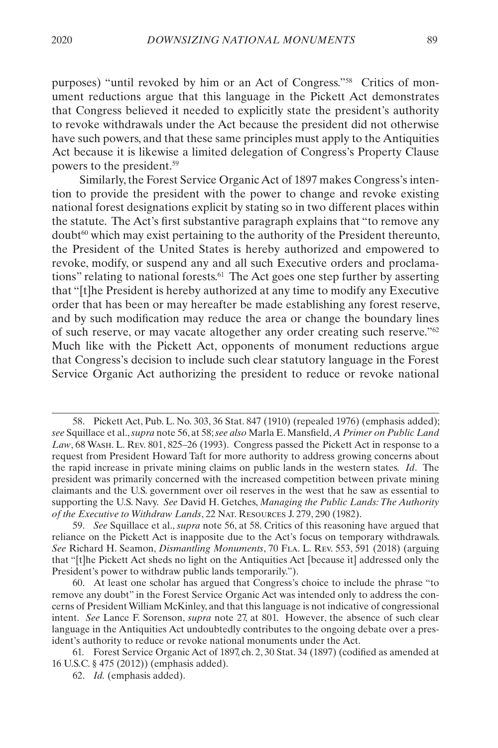purposes) "until revoked by him or an Act of Congress."[58] Critics of monument reductions argue that this language in the Pickett Act demonstrates that Congress believed it needed to explicitly state the president's authority to revoke withdrawals under the Act because the president did not otherwise have such powers, and that these same principles must apply to the Antiquities Act because it is likewise a limited delegation of Congress's Property Clause powers to the president.[59]

Similarly, the Forest Service Organic Act of 1897 makes Congress's intention to provide the president with the power to change and revoke existing national forest designations explicit by stating so in two different places within the statute. The Act's first substantive paragraph explains that "to remove any doubt[60] which may exist pertaining to the authority of the President thereunto, the President of the United States is hereby authorized and empowered to revoke, modify, or suspend any and all such Executive orders and proclamations" relating to national forests.[61] The Act goes one step further by asserting that "[t]he President is hereby authorized at any time to modify any Executive order that has been or may hereafter be made establishing any forest reserve, and by such modification may reduce the area or change the boundary lines of such reserve, or may vacate altogether any order creating such reserve."[62] Much like with the Pickett Act, opponents of monument reductions argue that Congress's decision to include such clear statutory language in the Forest Service Organic Act authorizing the president to reduce or revoke national

---

58. Pickett Act, Pub. L. No. 303, 36 Stat. 847 (1910) (repealed 1976) (emphasis added); *see* Squillace et al., *supra* note 56, at 58; *see also* Marla E. Mansfield, *A Primer on Public Land Law*, 68 Wash. L. Rev. 801, 825–26 (1993). Congress passed the Pickett Act in response to a request from President Howard Taft for more authority to address growing concerns about the rapid increase in private mining claims on public lands in the western states. *Id*. The president was primarily concerned with the increased competition between private mining claimants and the U.S. government over oil reserves in the west that he saw as essential to supporting the U.S. Navy. *See* David H. Getches, *Managing the Public Lands: The Authority of the Executive to Withdraw Lands*, 22 Nat. Resources J. 279, 290 (1982).

59. *See* Squillace et al., *supra* note 56, at 58. Critics of this reasoning have argued that reliance on the Pickett Act is inapposite due to the Act's focus on temporary withdrawals. *See* Richard H. Seamon, *Dismantling Monuments*, 70 Fla. L. Rev. 553, 591 (2018) (arguing that "[t]he Pickett Act sheds no light on the Antiquities Act [because it] addressed only the President's power to withdraw public lands temporarily.").

60. At least one scholar has argued that Congress's choice to include the phrase "to remove any doubt" in the Forest Service Organic Act was intended only to address the concerns of President William McKinley, and that this language is not indicative of congressional intent. *See* Lance F. Sorenson, *supra* note 27, at 801. However, the absence of such clear language in the Antiquities Act undoubtedly contributes to the ongoing debate over a president's authority to reduce or revoke national monuments under the Act.

61. Forest Service Organic Act of 1897, ch. 2, 30 Stat. 34 (1897) (codified as amended at 16 U.S.C. § 475 (2012)) (emphasis added).

62. *Id.* (emphasis added).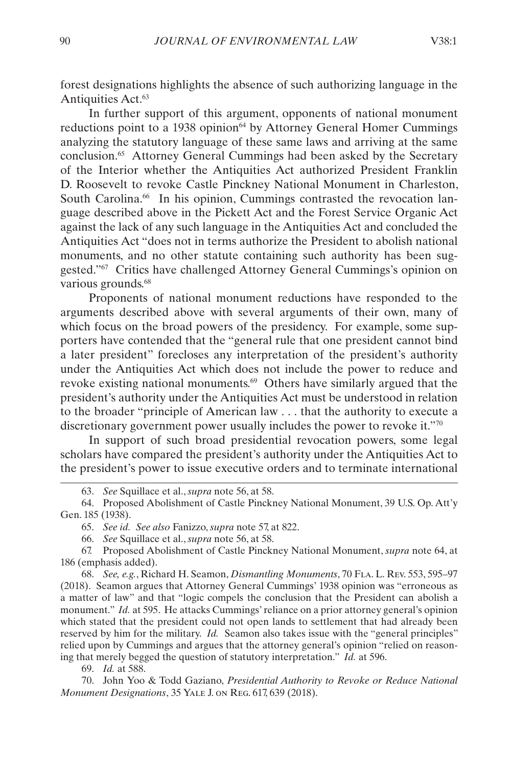forest designations highlights the absence of such authorizing language in the Antiquities Act.[63]

In further support of this argument, opponents of national monument reductions point to a 1938 opinion[64] by Attorney General Homer Cummings analyzing the statutory language of these same laws and arriving at the same conclusion.[65] Attorney General Cummings had been asked by the Secretary of the Interior whether the Antiquities Act authorized President Franklin D. Roosevelt to revoke Castle Pinckney National Monument in Charleston, South Carolina.[66] In his opinion, Cummings contrasted the revocation language described above in the Pickett Act and the Forest Service Organic Act against the lack of any such language in the Antiquities Act and concluded the Antiquities Act "does not in terms authorize the President to abolish national monuments, and no other statute containing such authority has been suggested."[67] Critics have challenged Attorney General Cummings's opinion on various grounds.[68]

Proponents of national monument reductions have responded to the arguments described above with several arguments of their own, many of which focus on the broad powers of the presidency. For example, some supporters have contended that the "general rule that one president cannot bind a later president" forecloses any interpretation of the president's authority under the Antiquities Act which does not include the power to reduce and revoke existing national monuments.[69] Others have similarly argued that the president's authority under the Antiquities Act must be understood in relation to the broader "principle of American law . . . that the authority to execute a discretionary government power usually includes the power to revoke it."[70]

In support of such broad presidential revocation powers, some legal scholars have compared the president's authority under the Antiquities Act to the president's power to issue executive orders and to terminate international

---

63. *See* Squillace et al., *supra* note 56, at 58.

64. Proposed Abolishment of Castle Pinckney National Monument, 39 U.S. Op. Att'y Gen. 185 (1938).

65. *See id. See also* Fanizzo, *supra* note 57, at 822.

66. *See* Squillace et al., *supra* note 56, at 58.

67. Proposed Abolishment of Castle Pinckney National Monument, *supra* note 64, at 186 (emphasis added).

68. *See, e.g.*, Richard H. Seamon, *Dismantling Monuments*, 70 Fla. L. Rev. 553, 595–97 (2018). Seamon argues that Attorney General Cummings' 1938 opinion was "erroneous as a matter of law" and that "logic compels the conclusion that the President can abolish a monument." *Id.* at 595. He attacks Cummings' reliance on a prior attorney general's opinion which stated that the president could not open lands to settlement that had already been reserved by him for the military. *Id.* Seamon also takes issue with the "general principles" relied upon by Cummings and argues that the attorney general's opinion "relied on reasoning that merely begged the question of statutory interpretation." *Id.* at 596.

69. *Id.* at 588.

70. John Yoo & Todd Gaziano, *Presidential Authority to Revoke or Reduce National Monument Designations*, 35 Yale J. on Reg. 617, 639 (2018).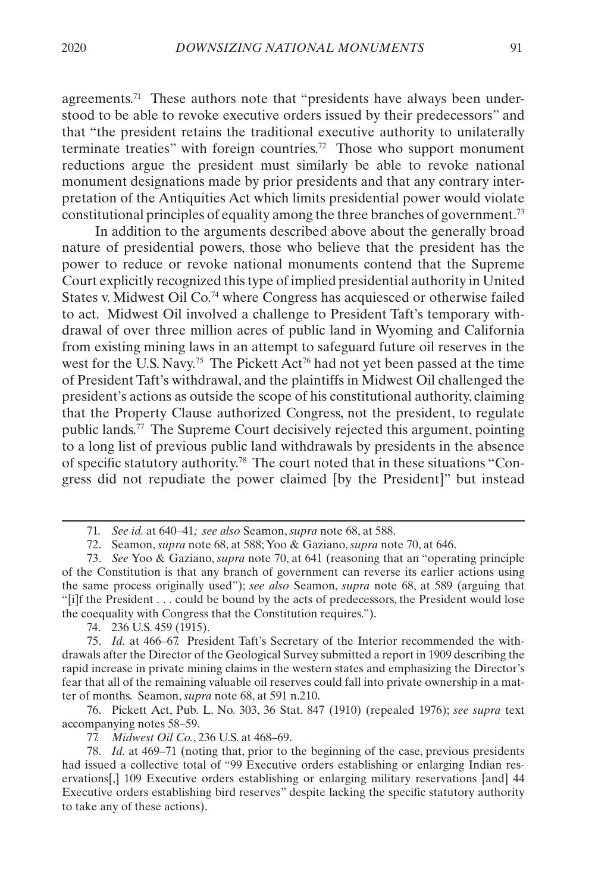agreements.[71] These authors note that "presidents have always been understood to be able to revoke executive orders issued by their predecessors" and that "the president retains the traditional executive authority to unilaterally terminate treaties" with foreign countries.[72] Those who support monument reductions argue the president must similarly be able to revoke national monument designations made by prior presidents and that any contrary interpretation of the Antiquities Act which limits presidential power would violate constitutional principles of equality among the three branches of government.[73]

In addition to the arguments described above about the generally broad nature of presidential powers, those who believe that the president has the power to reduce or revoke national monuments contend that the Supreme Court explicitly recognized this type of implied presidential authority in United States v. Midwest Oil Co.[74] where Congress has acquiesced or otherwise failed to act. Midwest Oil involved a challenge to President Taft's temporary withdrawal of over three million acres of public land in Wyoming and California from existing mining laws in an attempt to safeguard future oil reserves in the west for the U.S. Navy.[75] The Pickett Act[76] had not yet been passed at the time of President Taft's withdrawal, and the plaintiffs in Midwest Oil challenged the president's actions as outside the scope of his constitutional authority, claiming that the Property Clause authorized Congress, not the president, to regulate public lands.[77] The Supreme Court decisively rejected this argument, pointing to a long list of previous public land withdrawals by presidents in the absence of specific statutory authority.[78] The court noted that in these situations "Congress did not repudiate the power claimed [by the President]" but instead

---

71. *See id.* at 640–41*; see also* Seamon, *supra* note 68, at 588.

72. Seamon, *supra* note 68, at 588; Yoo & Gaziano, *supra* note 70, at 646.

73. *See* Yoo & Gaziano, *supra* note 70, at 641 (reasoning that an "operating principle of the Constitution is that any branch of government can reverse its earlier actions using the same process originally used"); *see also* Seamon, *supra* note 68, at 589 (arguing that "[i]f the President . . . could be bound by the acts of predecessors, the President would lose the coequality with Congress that the Constitution requires.").

74. 236 U.S. 459 (1915).

75. *Id.* at 466–67. President Taft's Secretary of the Interior recommended the withdrawals after the Director of the Geological Survey submitted a report in 1909 describing the rapid increase in private mining claims in the western states and emphasizing the Director's fear that all of the remaining valuable oil reserves could fall into private ownership in a matter of months. Seamon, *supra* note 68, at 591 n.210.

76. Pickett Act, Pub. L. No. 303, 36 Stat. 847 (1910) (repealed 1976); *see supra* text accompanying notes 58–59.

77. *Midwest Oil Co.*, 236 U.S. at 468–69.

78. *Id.* at 469–71 (noting that, prior to the beginning of the case, previous presidents had issued a collective total of "99 Executive orders establishing or enlarging Indian reservations[,] 109 Executive orders establishing or enlarging military reservations [and] 44 Executive orders establishing bird reserves" despite lacking the specific statutory authority to take any of these actions).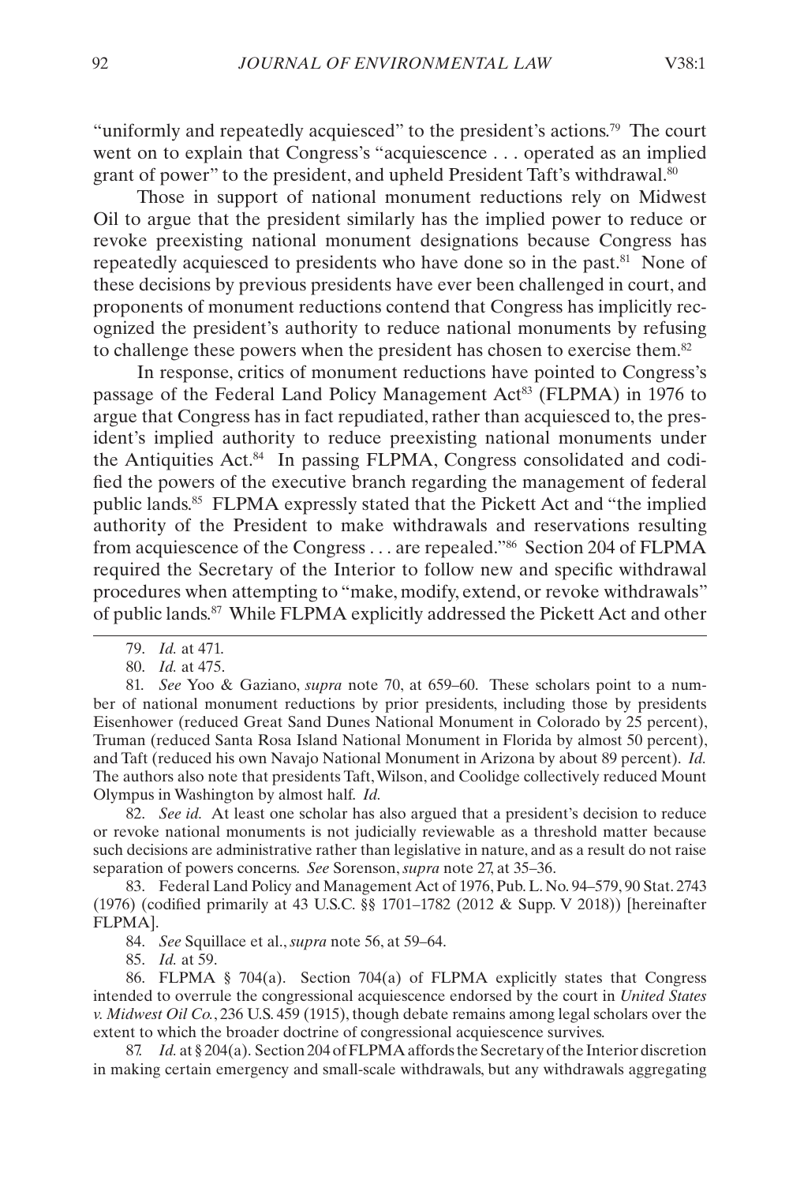"uniformly and repeatedly acquiesced" to the president's actions.[79] The court went on to explain that Congress's "acquiescence . . . operated as an implied grant of power" to the president, and upheld President Taft's withdrawal.[80]

Those in support of national monument reductions rely on Midwest Oil to argue that the president similarly has the implied power to reduce or revoke preexisting national monument designations because Congress has repeatedly acquiesced to presidents who have done so in the past.[81] None of these decisions by previous presidents have ever been challenged in court, and proponents of monument reductions contend that Congress has implicitly recognized the president's authority to reduce national monuments by refusing to challenge these powers when the president has chosen to exercise them.[82]

In response, critics of monument reductions have pointed to Congress's passage of the Federal Land Policy Management Act[83] (FLPMA) in 1976 to argue that Congress has in fact repudiated, rather than acquiesced to, the president's implied authority to reduce preexisting national monuments under the Antiquities Act.[84] In passing FLPMA, Congress consolidated and codified the powers of the executive branch regarding the management of federal public lands.[85] FLPMA expressly stated that the Pickett Act and "the implied authority of the President to make withdrawals and reservations resulting from acquiescence of the Congress . . . are repealed."[86] Section 204 of FLPMA required the Secretary of the Interior to follow new and specific withdrawal procedures when attempting to "make, modify, extend, or revoke withdrawals" of public lands.[87] While FLPMA explicitly addressed the Pickett Act and other

79. *Id.* at 471.

80. *Id.* at 475.

81. *See* Yoo & Gaziano, *supra* note 70, at 659–60. These scholars point to a number of national monument reductions by prior presidents, including those by presidents Eisenhower (reduced Great Sand Dunes National Monument in Colorado by 25 percent), Truman (reduced Santa Rosa Island National Monument in Florida by almost 50 percent), and Taft (reduced his own Navajo National Monument in Arizona by about 89 percent). *Id.* The authors also note that presidents Taft, Wilson, and Coolidge collectively reduced Mount Olympus in Washington by almost half. *Id.*

82. *See id.* At least one scholar has also argued that a president's decision to reduce or revoke national monuments is not judicially reviewable as a threshold matter because such decisions are administrative rather than legislative in nature, and as a result do not raise separation of powers concerns. *See* Sorenson, *supra* note 27, at 35–36.

83. Federal Land Policy and Management Act of 1976, Pub. L. No. 94–579, 90 Stat. 2743 (1976) (codified primarily at 43 U.S.C. §§ 1701–1782 (2012 & Supp. V 2018)) [hereinafter FLPMA].

84. *See* Squillace et al., *supra* note 56, at 59–64.

85. *Id.* at 59.

86. FLPMA § 704(a). Section 704(a) of FLPMA explicitly states that Congress intended to overrule the congressional acquiescence endorsed by the court in *United States v. Midwest Oil Co.*, 236 U.S. 459 (1915), though debate remains among legal scholars over the extent to which the broader doctrine of congressional acquiescence survives.

87. *Id.* at § 204(a). Section 204 of FLPMA affords the Secretary of the Interior discretion in making certain emergency and small-scale withdrawals, but any withdrawals aggregating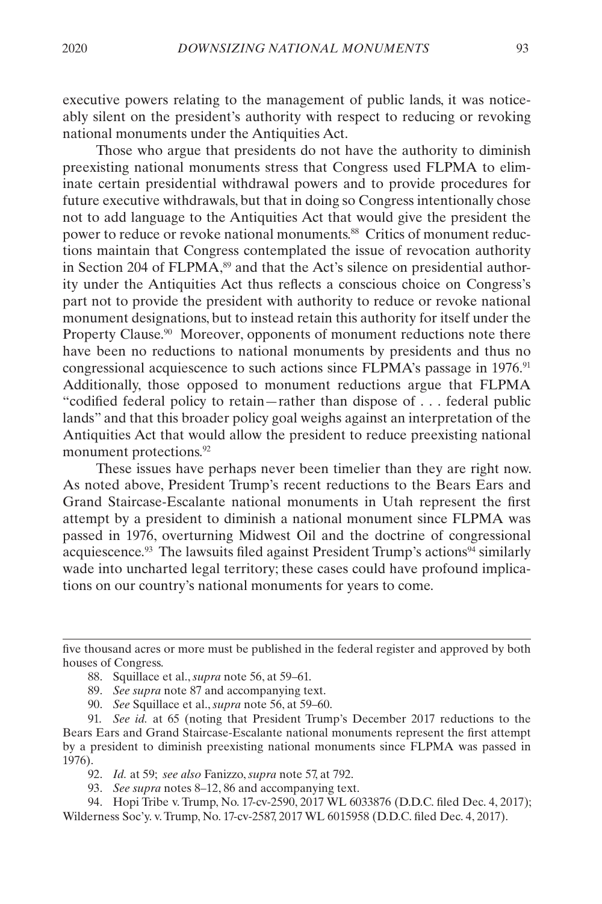executive powers relating to the management of public lands, it was noticeably silent on the president's authority with respect to reducing or revoking national monuments under the Antiquities Act.

Those who argue that presidents do not have the authority to diminish preexisting national monuments stress that Congress used FLPMA to eliminate certain presidential withdrawal powers and to provide procedures for future executive withdrawals, but that in doing so Congress intentionally chose not to add language to the Antiquities Act that would give the president the power to reduce or revoke national monuments.[88] Critics of monument reductions maintain that Congress contemplated the issue of revocation authority in Section 204 of FLPMA,[89] and that the Act's silence on presidential authority under the Antiquities Act thus reflects a conscious choice on Congress's part not to provide the president with authority to reduce or revoke national monument designations, but to instead retain this authority for itself under the Property Clause.[90] Moreover, opponents of monument reductions note there have been no reductions to national monuments by presidents and thus no congressional acquiescence to such actions since FLPMA's passage in 1976.[91] Additionally, those opposed to monument reductions argue that FLPMA "codified federal policy to retain—rather than dispose of . . . federal public lands" and that this broader policy goal weighs against an interpretation of the Antiquities Act that would allow the president to reduce preexisting national monument protections.[92]

These issues have perhaps never been timelier than they are right now. As noted above, President Trump's recent reductions to the Bears Ears and Grand Staircase-Escalante national monuments in Utah represent the first attempt by a president to diminish a national monument since FLPMA was passed in 1976, overturning Midwest Oil and the doctrine of congressional acquiescence.[93] The lawsuits filed against President Trump's actions[94] similarly wade into uncharted legal territory; these cases could have profound implications on our country's national monuments for years to come.

---

five thousand acres or more must be published in the federal register and approved by both houses of Congress.

88. Squillace et al., *supra* note 56, at 59–61.

89. *See supra* note 87 and accompanying text.

90. *See* Squillace et al., *supra* note 56, at 59–60.

91. *See id.* at 65 (noting that President Trump's December 2017 reductions to the Bears Ears and Grand Staircase-Escalante national monuments represent the first attempt by a president to diminish preexisting national monuments since FLPMA was passed in 1976).

92. *Id.* at 59; *see also* Fanizzo, *supra* note 57, at 792.

93. *See supra* notes 8–12, 86 and accompanying text.

94. Hopi Tribe v. Trump, No. 17-cv-2590, 2017 WL 6033876 (D.D.C. filed Dec. 4, 2017); Wilderness Soc'y. v. Trump, No. 17-cv-2587, 2017 WL 6015958 (D.D.C. filed Dec. 4, 2017).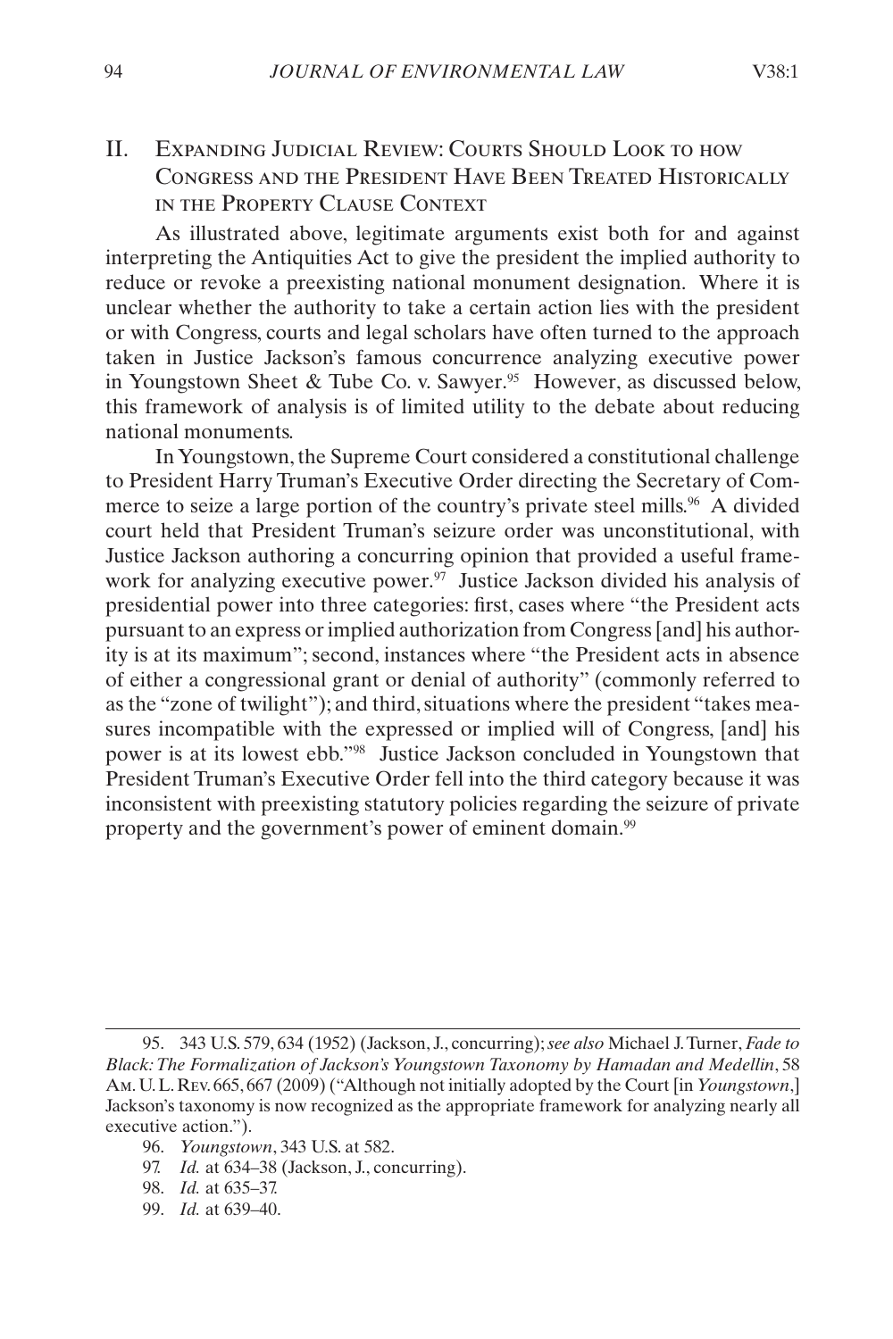## II. Expanding Judicial Review: Courts Should Look to how Congress and the President Have Been Treated Historically in the Property Clause Context

As illustrated above, legitimate arguments exist both for and against interpreting the Antiquities Act to give the president the implied authority to reduce or revoke a preexisting national monument designation. Where it is unclear whether the authority to take a certain action lies with the president or with Congress, courts and legal scholars have often turned to the approach taken in Justice Jackson's famous concurrence analyzing executive power in Youngstown Sheet & Tube Co. v. Sawyer.[95] However, as discussed below, this framework of analysis is of limited utility to the debate about reducing national monuments.

In Youngstown, the Supreme Court considered a constitutional challenge to President Harry Truman's Executive Order directing the Secretary of Commerce to seize a large portion of the country's private steel mills.[96] A divided court held that President Truman's seizure order was unconstitutional, with Justice Jackson authoring a concurring opinion that provided a useful framework for analyzing executive power.[97] Justice Jackson divided his analysis of presidential power into three categories: first, cases where "the President acts pursuant to an express or implied authorization from Congress [and] his authority is at its maximum"; second, instances where "the President acts in absence of either a congressional grant or denial of authority" (commonly referred to as the "zone of twilight"); and third, situations where the president "takes measures incompatible with the expressed or implied will of Congress, [and] his power is at its lowest ebb."[98] Justice Jackson concluded in Youngstown that President Truman's Executive Order fell into the third category because it was inconsistent with preexisting statutory policies regarding the seizure of private property and the government's power of eminent domain.[99]

---

95. 343 U.S. 579, 634 (1952) (Jackson, J., concurring); *see also* Michael J. Turner, *Fade to Black: The Formalization of Jackson's Youngstown Taxonomy by Hamadan and Medellin*, 58 Am. U. L. Rev. 665, 667 (2009) ("Although not initially adopted by the Court [in *Youngstown*,] Jackson's taxonomy is now recognized as the appropriate framework for analyzing nearly all executive action.").

96. *Youngstown*, 343 U.S. at 582.

97. *Id.* at 634–38 (Jackson, J., concurring).

98. *Id.* at 635–37.

99. *Id.* at 639–40.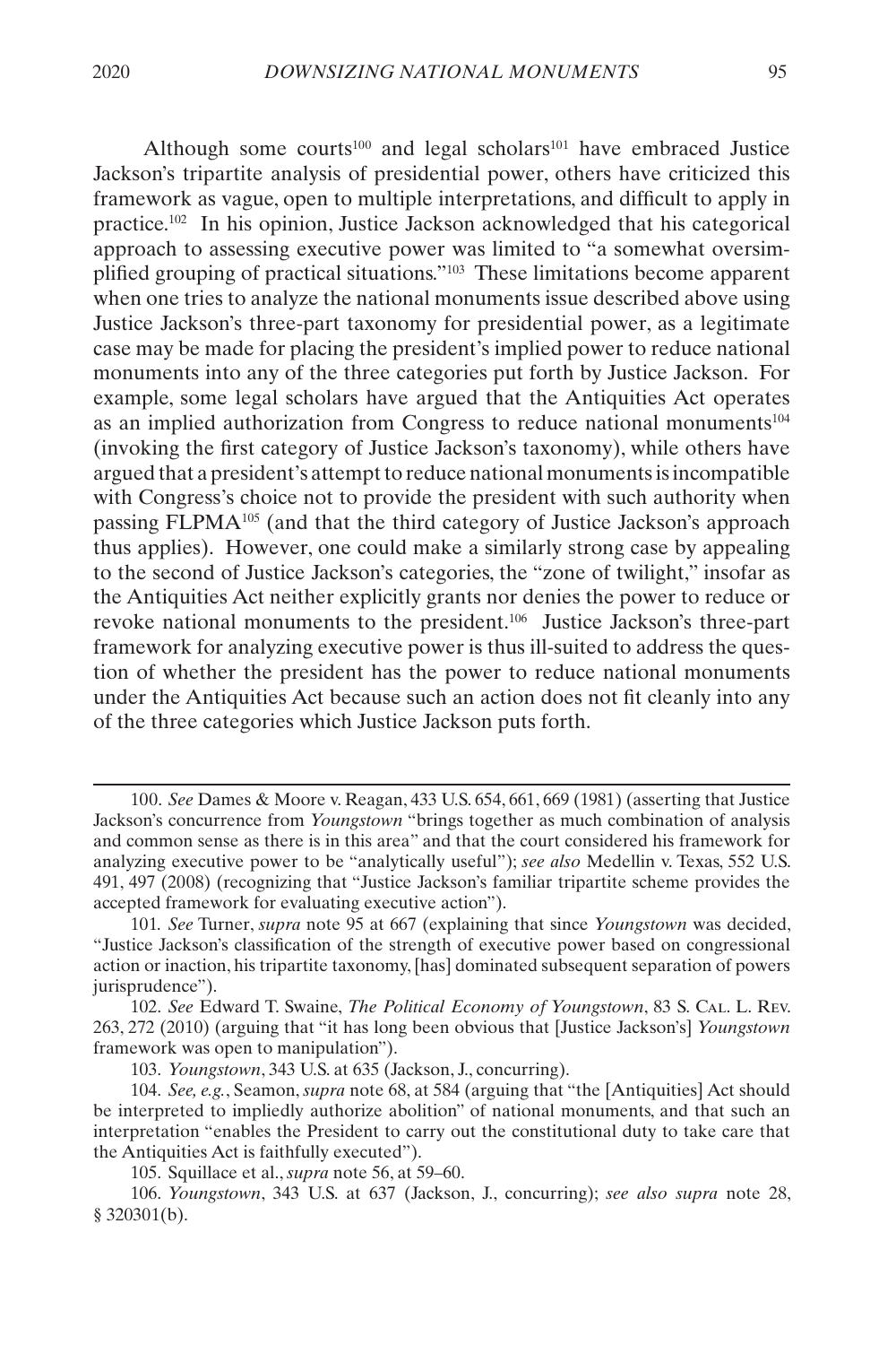Although some courts[100] and legal scholars[101] have embraced Justice Jackson's tripartite analysis of presidential power, others have criticized this framework as vague, open to multiple interpretations, and difficult to apply in practice.[102] In his opinion, Justice Jackson acknowledged that his categorical approach to assessing executive power was limited to "a somewhat oversimplified grouping of practical situations."[103] These limitations become apparent when one tries to analyze the national monuments issue described above using Justice Jackson's three-part taxonomy for presidential power, as a legitimate case may be made for placing the president's implied power to reduce national monuments into any of the three categories put forth by Justice Jackson. For example, some legal scholars have argued that the Antiquities Act operates as an implied authorization from Congress to reduce national monuments[104] (invoking the first category of Justice Jackson's taxonomy), while others have argued that a president's attempt to reduce national monuments is incompatible with Congress's choice not to provide the president with such authority when passing FLPMA[105] (and that the third category of Justice Jackson's approach thus applies). However, one could make a similarly strong case by appealing to the second of Justice Jackson's categories, the "zone of twilight," insofar as the Antiquities Act neither explicitly grants nor denies the power to reduce or revoke national monuments to the president.[106] Justice Jackson's three-part framework for analyzing executive power is thus ill-suited to address the question of whether the president has the power to reduce national monuments under the Antiquities Act because such an action does not fit cleanly into any of the three categories which Justice Jackson puts forth.

---

100. *See* Dames & Moore v. Reagan, 433 U.S. 654, 661, 669 (1981) (asserting that Justice Jackson's concurrence from *Youngstown* "brings together as much combination of analysis and common sense as there is in this area" and that the court considered his framework for analyzing executive power to be "analytically useful"); *see also* Medellin v. Texas, 552 U.S. 491, 497 (2008) (recognizing that "Justice Jackson's familiar tripartite scheme provides the accepted framework for evaluating executive action").

101. *See* Turner, *supra* note 95 at 667 (explaining that since *Youngstown* was decided, "Justice Jackson's classification of the strength of executive power based on congressional action or inaction, his tripartite taxonomy, [has] dominated subsequent separation of powers jurisprudence").

102. *See* Edward T. Swaine, *The Political Economy of Youngstown*, 83 S. Cal. L. Rev. 263, 272 (2010) (arguing that "it has long been obvious that [Justice Jackson's] *Youngstown* framework was open to manipulation").

103. *Youngstown*, 343 U.S. at 635 (Jackson, J., concurring).

104. *See, e.g.*, Seamon, *supra* note 68, at 584 (arguing that "the [Antiquities] Act should be interpreted to impliedly authorize abolition" of national monuments, and that such an interpretation "enables the President to carry out the constitutional duty to take care that the Antiquities Act is faithfully executed").

105. Squillace et al., *supra* note 56, at 59–60.

106. *Youngstown*, 343 U.S. at 637 (Jackson, J., concurring); *see also supra* note 28, § 320301(b).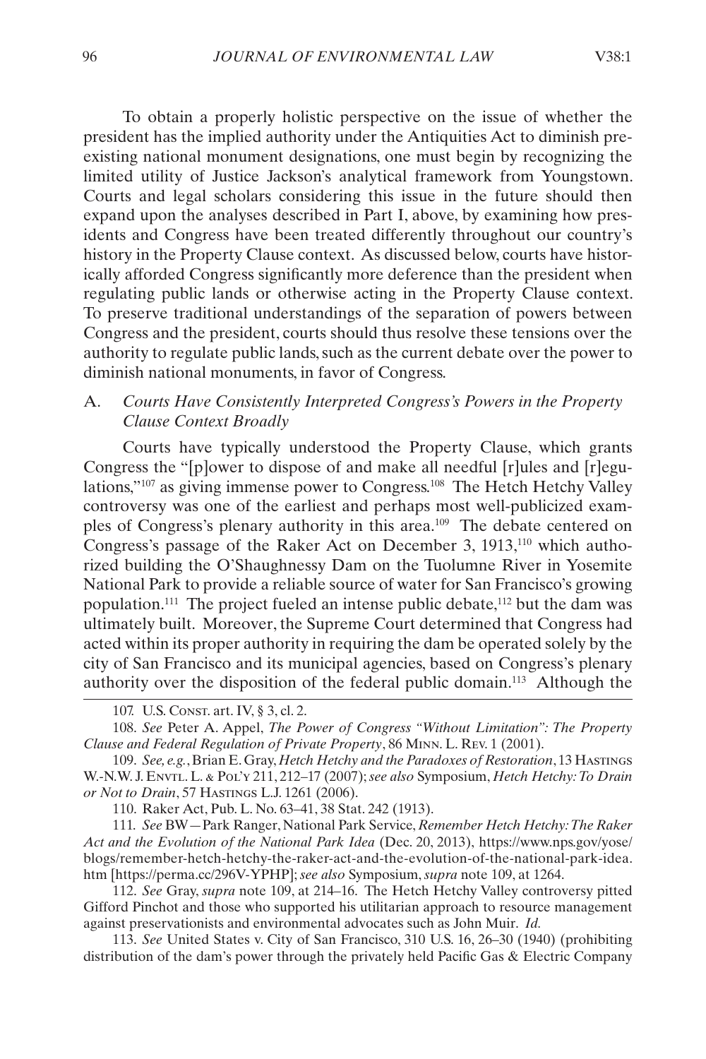To obtain a properly holistic perspective on the issue of whether the president has the implied authority under the Antiquities Act to diminish preexisting national monument designations, one must begin by recognizing the limited utility of Justice Jackson's analytical framework from Youngstown. Courts and legal scholars considering this issue in the future should then expand upon the analyses described in Part I, above, by examining how presidents and Congress have been treated differently throughout our country's history in the Property Clause context. As discussed below, courts have historically afforded Congress significantly more deference than the president when regulating public lands or otherwise acting in the Property Clause context. To preserve traditional understandings of the separation of powers between Congress and the president, courts should thus resolve these tensions over the authority to regulate public lands, such as the current debate over the power to diminish national monuments, in favor of Congress.

### A. *Courts Have Consistently Interpreted Congress's Powers in the Property Clause Context Broadly*

Courts have typically understood the Property Clause, which grants Congress the "[p]ower to dispose of and make all needful [r]ules and [r]egulations,"[107] as giving immense power to Congress.[108] The Hetch Hetchy Valley controversy was one of the earliest and perhaps most well-publicized examples of Congress's plenary authority in this area.[109] The debate centered on Congress's passage of the Raker Act on December 3, 1913,[110] which authorized building the O'Shaughnessy Dam on the Tuolumne River in Yosemite National Park to provide a reliable source of water for San Francisco's growing population.[111] The project fueled an intense public debate,[112] but the dam was ultimately built. Moreover, the Supreme Court determined that Congress had acted within its proper authority in requiring the dam be operated solely by the city of San Francisco and its municipal agencies, based on Congress's plenary authority over the disposition of the federal public domain.[113] Although the

---

107. U.S. Const. art. IV, § 3, cl. 2.

108. *See* Peter A. Appel, *The Power of Congress "Without Limitation": The Property Clause and Federal Regulation of Private Property*, 86 Minn. L. Rev. 1 (2001).

109. *See, e.g.*, Brian E. Gray, *Hetch Hetchy and the Paradoxes of Restoration*, 13 Hastings W.-N.W. J. Envtl. L. & Pol'y 211, 212–17 (2007); *see also* Symposium, *Hetch Hetchy: To Drain or Not to Drain*, 57 Hastings L.J. 1261 (2006).

110. Raker Act, Pub. L. No. 63–41, 38 Stat. 242 (1913).

111. *See* BW—Park Ranger, National Park Service, *Remember Hetch Hetchy: The Raker Act and the Evolution of the National Park Idea* (Dec. 20, 2013), https://www.nps.gov/yose/blogs/remember-hetch-hetchy-the-raker-act-and-the-evolution-of-the-national-park-idea.htm [https://perma.cc/296V-YPHP]; *see also* Symposium, *supra* note 109, at 1264.

112. *See* Gray, *supra* note 109, at 214–16. The Hetch Hetchy Valley controversy pitted Gifford Pinchot and those who supported his utilitarian approach to resource management against preservationists and environmental advocates such as John Muir. *Id.*

113. *See* United States v. City of San Francisco, 310 U.S. 16, 26–30 (1940) (prohibiting distribution of the dam's power through the privately held Pacific Gas & Electric Company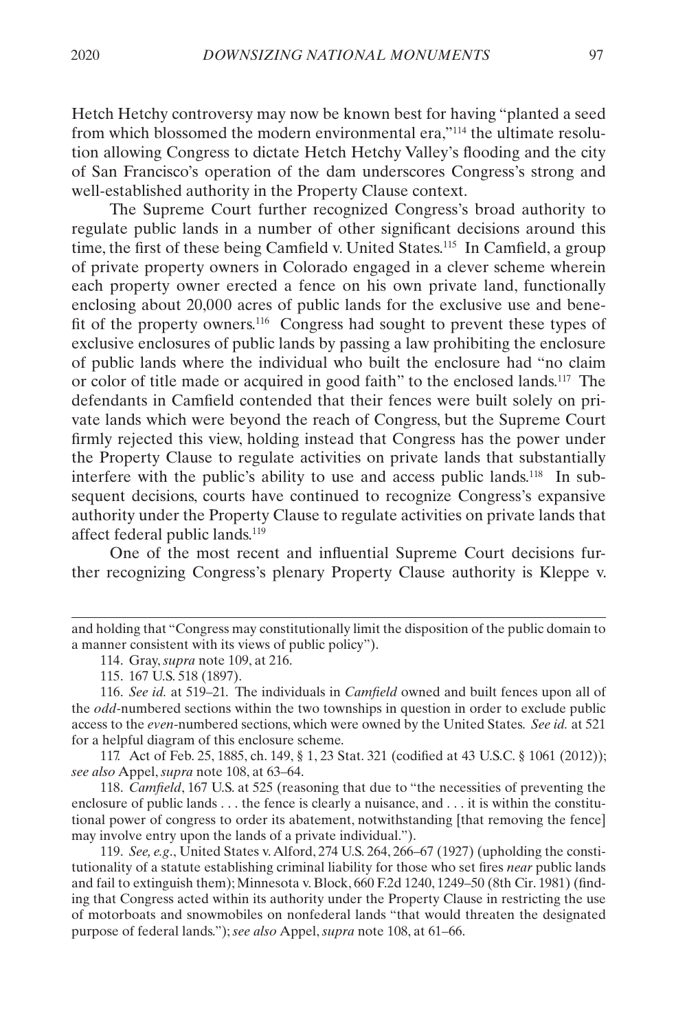Hetch Hetchy controversy may now be known best for having "planted a seed from which blossomed the modern environmental era,"[114] the ultimate resolution allowing Congress to dictate Hetch Hetchy Valley's flooding and the city of San Francisco's operation of the dam underscores Congress's strong and well-established authority in the Property Clause context.

The Supreme Court further recognized Congress's broad authority to regulate public lands in a number of other significant decisions around this time, the first of these being Camfield v. United States.[115] In Camfield, a group of private property owners in Colorado engaged in a clever scheme wherein each property owner erected a fence on his own private land, functionally enclosing about 20,000 acres of public lands for the exclusive use and benefit of the property owners.[116] Congress had sought to prevent these types of exclusive enclosures of public lands by passing a law prohibiting the enclosure of public lands where the individual who built the enclosure had "no claim or color of title made or acquired in good faith" to the enclosed lands.[117] The defendants in Camfield contended that their fences were built solely on private lands which were beyond the reach of Congress, but the Supreme Court firmly rejected this view, holding instead that Congress has the power under the Property Clause to regulate activities on private lands that substantially interfere with the public's ability to use and access public lands.[118] In subsequent decisions, courts have continued to recognize Congress's expansive authority under the Property Clause to regulate activities on private lands that affect federal public lands.[119]

One of the most recent and influential Supreme Court decisions further recognizing Congress's plenary Property Clause authority is Kleppe v.

---

and holding that "Congress may constitutionally limit the disposition of the public domain to a manner consistent with its views of public policy").

114. Gray, *supra* note 109, at 216.

115. 167 U.S. 518 (1897).

116. *See id.* at 519–21. The individuals in *Camfield* owned and built fences upon all of the *odd*-numbered sections within the two townships in question in order to exclude public access to the *even*-numbered sections, which were owned by the United States. *See id.* at 521 for a helpful diagram of this enclosure scheme.

117. Act of Feb. 25, 1885, ch. 149, § 1, 23 Stat. 321 (codified at 43 U.S.C. § 1061 (2012)); *see also* Appel, *supra* note 108, at 63–64.

118. *Camfield*, 167 U.S. at 525 (reasoning that due to "the necessities of preventing the enclosure of public lands . . . the fence is clearly a nuisance, and . . . it is within the constitutional power of congress to order its abatement, notwithstanding [that removing the fence] may involve entry upon the lands of a private individual.").

119. *See, e.g.*, United States v. Alford, 274 U.S. 264, 266–67 (1927) (upholding the constitutionality of a statute establishing criminal liability for those who set fires *near* public lands and fail to extinguish them); Minnesota v. Block, 660 F.2d 1240, 1249–50 (8th Cir. 1981) (finding that Congress acted within its authority under the Property Clause in restricting the use of motorboats and snowmobiles on nonfederal lands "that would threaten the designated purpose of federal lands."); *see also* Appel, *supra* note 108, at 61–66.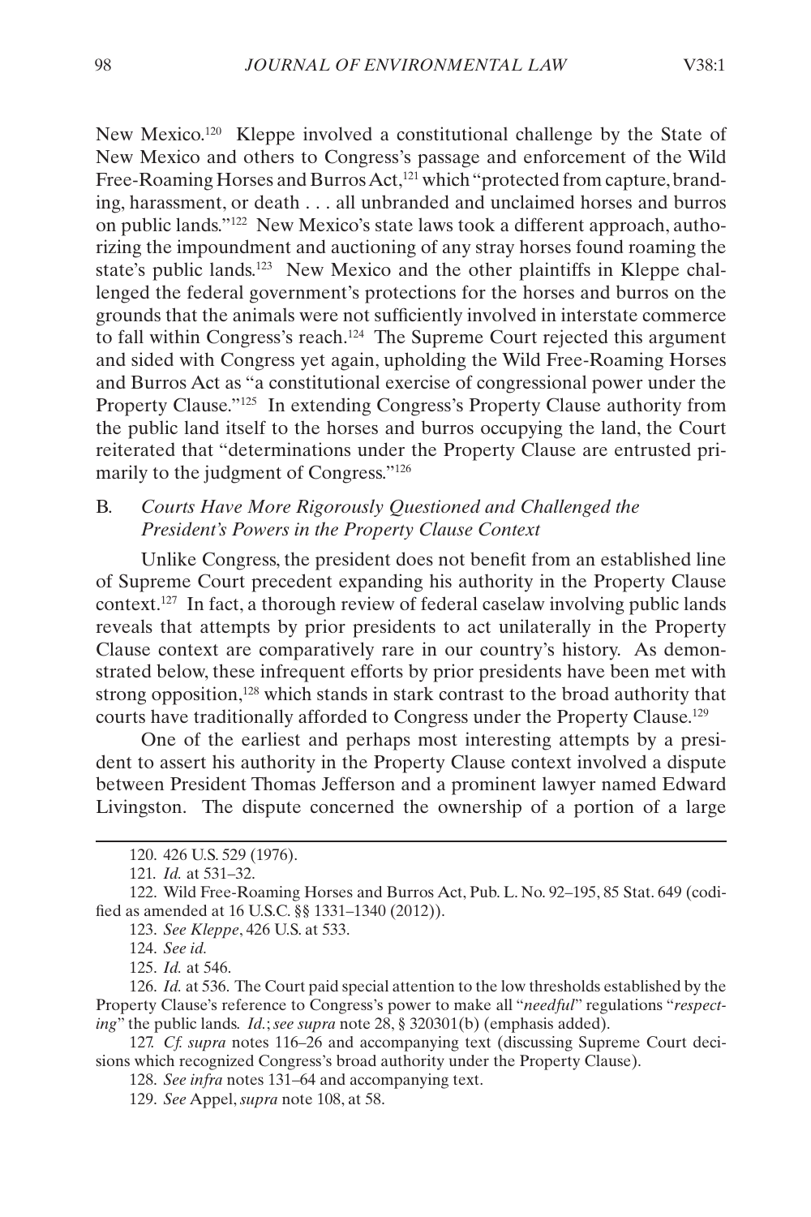New Mexico.[120] Kleppe involved a constitutional challenge by the State of New Mexico and others to Congress's passage and enforcement of the Wild Free-Roaming Horses and Burros Act,[121] which "protected from capture, branding, harassment, or death . . . all unbranded and unclaimed horses and burros on public lands."[122] New Mexico's state laws took a different approach, authorizing the impoundment and auctioning of any stray horses found roaming the state's public lands.[123] New Mexico and the other plaintiffs in Kleppe challenged the federal government's protections for the horses and burros on the grounds that the animals were not sufficiently involved in interstate commerce to fall within Congress's reach.[124] The Supreme Court rejected this argument and sided with Congress yet again, upholding the Wild Free-Roaming Horses and Burros Act as "a constitutional exercise of congressional power under the Property Clause."[125] In extending Congress's Property Clause authority from the public land itself to the horses and burros occupying the land, the Court reiterated that "determinations under the Property Clause are entrusted primarily to the judgment of Congress."[126]

## B. *Courts Have More Rigorously Questioned and Challenged the President's Powers in the Property Clause Context*

Unlike Congress, the president does not benefit from an established line of Supreme Court precedent expanding his authority in the Property Clause context.[127] In fact, a thorough review of federal caselaw involving public lands reveals that attempts by prior presidents to act unilaterally in the Property Clause context are comparatively rare in our country's history. As demonstrated below, these infrequent efforts by prior presidents have been met with strong opposition,[128] which stands in stark contrast to the broad authority that courts have traditionally afforded to Congress under the Property Clause.[129]

One of the earliest and perhaps most interesting attempts by a president to assert his authority in the Property Clause context involved a dispute between President Thomas Jefferson and a prominent lawyer named Edward Livingston. The dispute concerned the ownership of a portion of a large

---

120. 426 U.S. 529 (1976).

121. *Id.* at 531–32.

122. Wild Free-Roaming Horses and Burros Act, Pub. L. No. 92–195, 85 Stat. 649 (codified as amended at 16 U.S.C. §§ 1331–1340 (2012)).

123. *See Kleppe*, 426 U.S. at 533.

124. *See id.*

125. *Id.* at 546.

126. *Id.* at 536. The Court paid special attention to the low thresholds established by the Property Clause's reference to Congress's power to make all "*needful*" regulations "*respecting*" the public lands. *Id.*; *see supra* note 28, § 320301(b) (emphasis added).

127. *Cf. supra* notes 116–26 and accompanying text (discussing Supreme Court decisions which recognized Congress's broad authority under the Property Clause).

128. *See infra* notes 131–64 and accompanying text.

129. *See* Appel, *supra* note 108, at 58.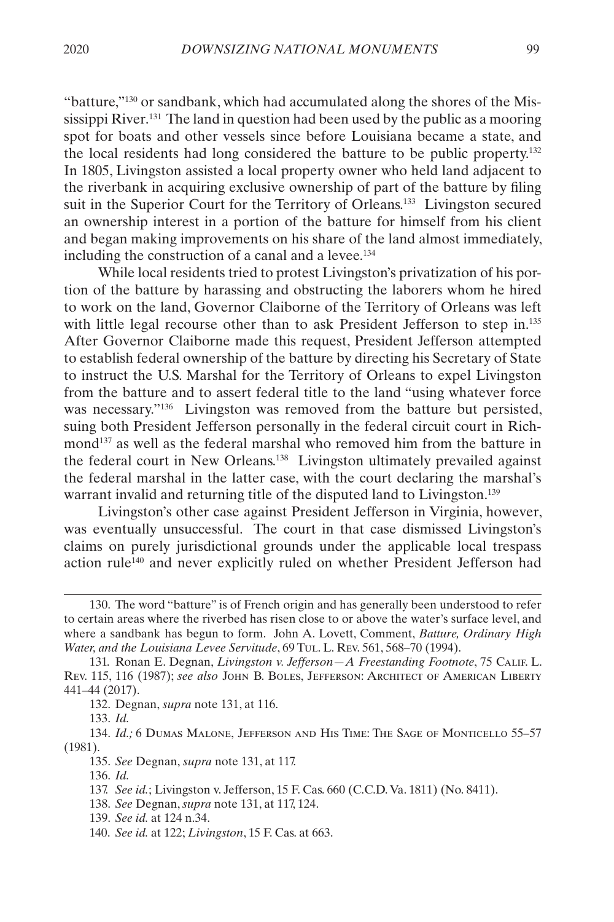"batture,"[130] or sandbank, which had accumulated along the shores of the Mississippi River.[131] The land in question had been used by the public as a mooring spot for boats and other vessels since before Louisiana became a state, and the local residents had long considered the batture to be public property.[132] In 1805, Livingston assisted a local property owner who held land adjacent to the riverbank in acquiring exclusive ownership of part of the batture by filing suit in the Superior Court for the Territory of Orleans.[133] Livingston secured an ownership interest in a portion of the batture for himself from his client and began making improvements on his share of the land almost immediately, including the construction of a canal and a levee.[134]

While local residents tried to protest Livingston's privatization of his portion of the batture by harassing and obstructing the laborers whom he hired to work on the land, Governor Claiborne of the Territory of Orleans was left with little legal recourse other than to ask President Jefferson to step in.[135] After Governor Claiborne made this request, President Jefferson attempted to establish federal ownership of the batture by directing his Secretary of State to instruct the U.S. Marshal for the Territory of Orleans to expel Livingston from the batture and to assert federal title to the land "using whatever force was necessary."[136] Livingston was removed from the batture but persisted, suing both President Jefferson personally in the federal circuit court in Richmond[137] as well as the federal marshal who removed him from the batture in the federal court in New Orleans.[138] Livingston ultimately prevailed against the federal marshal in the latter case, with the court declaring the marshal's warrant invalid and returning title of the disputed land to Livingston.[139]

Livingston's other case against President Jefferson in Virginia, however, was eventually unsuccessful. The court in that case dismissed Livingston's claims on purely jurisdictional grounds under the applicable local trespass action rule[140] and never explicitly ruled on whether President Jefferson had

---

130. The word "batture" is of French origin and has generally been understood to refer to certain areas where the riverbed has risen close to or above the water's surface level, and where a sandbank has begun to form. John A. Lovett, Comment, *Batture, Ordinary High Water, and the Louisiana Levee Servitude*, 69 Tul. L. Rev. 561, 568–70 (1994).

131. Ronan E. Degnan, *Livingston v. Jefferson—A Freestanding Footnote*, 75 Calif. L. Rev. 115, 116 (1987); *see also* John B. Boles, Jefferson: Architect of American Liberty 441–44 (2017).

132. Degnan, *supra* note 131, at 116.

133. *Id.*

134. *Id.;* 6 Dumas Malone, Jefferson and His Time: The Sage of Monticello 55–57 (1981).

135. *See* Degnan, *supra* note 131, at 117.

136. *Id.*

137. *See id.*; Livingston v. Jefferson, 15 F. Cas. 660 (C.C.D. Va. 1811) (No. 8411).

138. *See* Degnan, *supra* note 131, at 117, 124.

139. *See id.* at 124 n.34.

140. *See id.* at 122; *Livingston*, 15 F. Cas. at 663.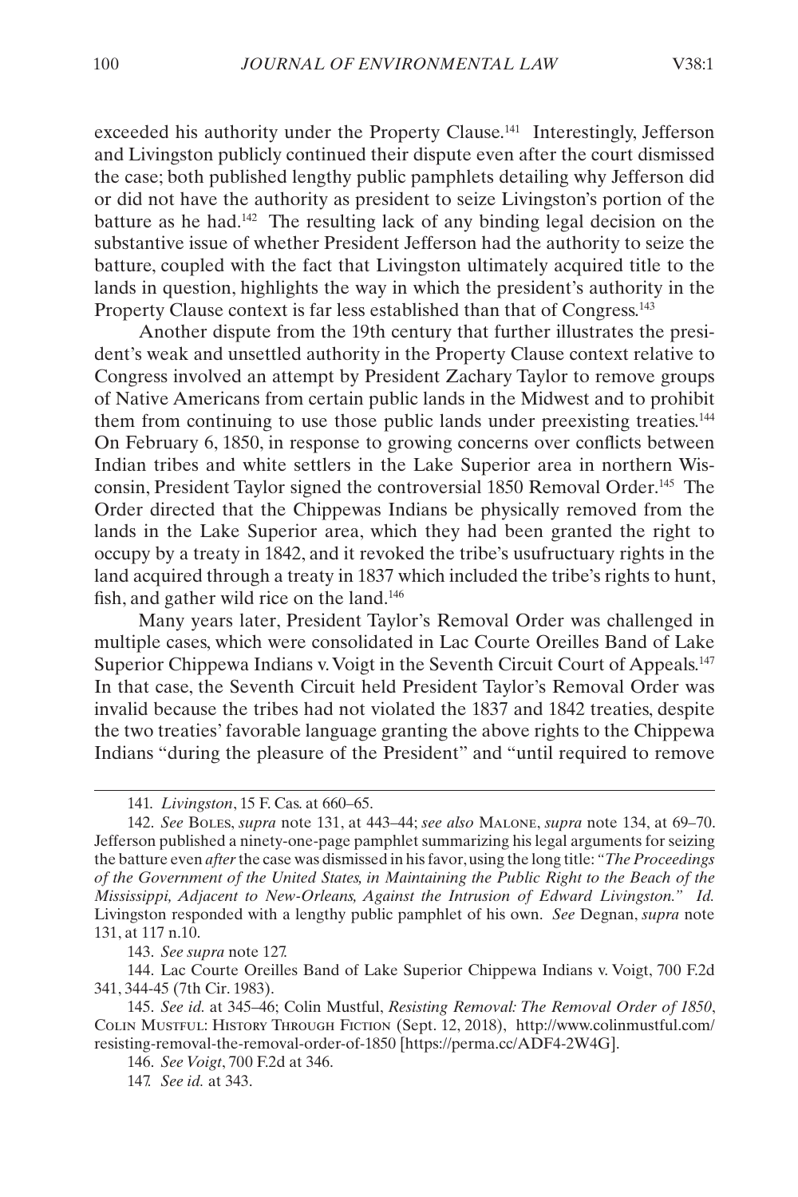exceeded his authority under the Property Clause.[141] Interestingly, Jefferson and Livingston publicly continued their dispute even after the court dismissed the case; both published lengthy public pamphlets detailing why Jefferson did or did not have the authority as president to seize Livingston's portion of the batture as he had.[142] The resulting lack of any binding legal decision on the substantive issue of whether President Jefferson had the authority to seize the batture, coupled with the fact that Livingston ultimately acquired title to the lands in question, highlights the way in which the president's authority in the Property Clause context is far less established than that of Congress.[143]

Another dispute from the 19th century that further illustrates the president's weak and unsettled authority in the Property Clause context relative to Congress involved an attempt by President Zachary Taylor to remove groups of Native Americans from certain public lands in the Midwest and to prohibit them from continuing to use those public lands under preexisting treaties.[144] On February 6, 1850, in response to growing concerns over conflicts between Indian tribes and white settlers in the Lake Superior area in northern Wisconsin, President Taylor signed the controversial 1850 Removal Order.[145] The Order directed that the Chippewas Indians be physically removed from the lands in the Lake Superior area, which they had been granted the right to occupy by a treaty in 1842, and it revoked the tribe's usufructuary rights in the land acquired through a treaty in 1837 which included the tribe's rights to hunt, fish, and gather wild rice on the land.[146]

Many years later, President Taylor's Removal Order was challenged in multiple cases, which were consolidated in Lac Courte Oreilles Band of Lake Superior Chippewa Indians v. Voigt in the Seventh Circuit Court of Appeals.[147] In that case, the Seventh Circuit held President Taylor's Removal Order was invalid because the tribes had not violated the 1837 and 1842 treaties, despite the two treaties' favorable language granting the above rights to the Chippewa Indians "during the pleasure of the President" and "until required to remove

---

141. *Livingston*, 15 F. Cas. at 660–65.

142. *See* Boles, *supra* note 131, at 443–44; *see also* Malone, *supra* note 134, at 69–70. Jefferson published a ninety-one-page pamphlet summarizing his legal arguments for seizing the batture even *after* the case was dismissed in his favor, using the long title: "*The Proceedings of the Government of the United States, in Maintaining the Public Right to the Beach of the Mississippi, Adjacent to New-Orleans, Against the Intrusion of Edward Livingston.*" *Id.* Livingston responded with a lengthy public pamphlet of his own. *See* Degnan, *supra* note 131, at 117 n.10.

143. *See supra* note 127.

144. Lac Courte Oreilles Band of Lake Superior Chippewa Indians v. Voigt, 700 F.2d 341, 344-45 (7th Cir. 1983).

145. *See id.* at 345–46; Colin Mustful, *Resisting Removal: The Removal Order of 1850*, Colin Mustful: History Through Fiction (Sept. 12, 2018), http://www.colinmustful.com/resisting-removal-the-removal-order-of-1850 [https://perma.cc/ADF4-2W4G].

146. *See Voigt*, 700 F.2d at 346.

147. *See id.* at 343.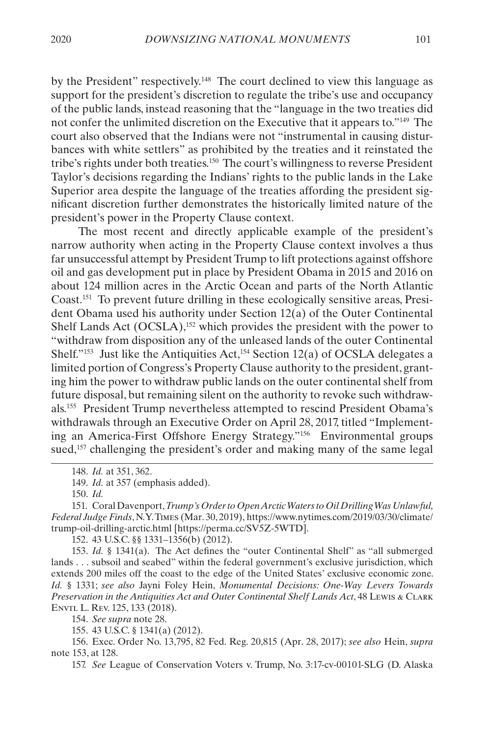by the President" respectively.[148] The court declined to view this language as support for the president's discretion to regulate the tribe's use and occupancy of the public lands, instead reasoning that the "language in the two treaties did not confer the unlimited discretion on the Executive that it appears to."[149] The court also observed that the Indians were not "instrumental in causing disturbances with white settlers" as prohibited by the treaties and it reinstated the tribe's rights under both treaties.[150] The court's willingness to reverse President Taylor's decisions regarding the Indians' rights to the public lands in the Lake Superior area despite the language of the treaties affording the president significant discretion further demonstrates the historically limited nature of the president's power in the Property Clause context.

The most recent and directly applicable example of the president's narrow authority when acting in the Property Clause context involves a thus far unsuccessful attempt by President Trump to lift protections against offshore oil and gas development put in place by President Obama in 2015 and 2016 on about 124 million acres in the Arctic Ocean and parts of the North Atlantic Coast.[151] To prevent future drilling in these ecologically sensitive areas, President Obama used his authority under Section 12(a) of the Outer Continental Shelf Lands Act (OCSLA),[152] which provides the president with the power to "withdraw from disposition any of the unleased lands of the outer Continental Shelf."[153] Just like the Antiquities Act,[154] Section 12(a) of OCSLA delegates a limited portion of Congress's Property Clause authority to the president, granting him the power to withdraw public lands on the outer continental shelf from future disposal, but remaining silent on the authority to revoke such withdrawals.[155] President Trump nevertheless attempted to rescind President Obama's withdrawals through an Executive Order on April 28, 2017, titled "Implementing an America-First Offshore Energy Strategy."[156] Environmental groups sued,[157] challenging the president's order and making many of the same legal

---

148. *Id.* at 351, 362.

149. *Id.* at 357 (emphasis added).

150. *Id.*

151. Coral Davenport, *Trump's Order to Open Arctic Waters to Oil Drilling Was Unlawful, Federal Judge Finds*, N.Y. Times (Mar. 30, 2019), https://www.nytimes.com/2019/03/30/climate/trump-oil-drilling-arctic.html [https://perma.cc/SV5Z-5WTD].

152. 43 U.S.C. §§ 1331–1356(b) (2012).

153. *Id.* § 1341(a). The Act defines the "outer Continental Shelf" as "all submerged lands . . . subsoil and seabed" within the federal government's exclusive jurisdiction, which extends 200 miles off the coast to the edge of the United States' exclusive economic zone. *Id.* § 1331; *see also* Jayni Foley Hein, *Monumental Decisions: One-Way Levers Towards Preservation in the Antiquities Act and Outer Continental Shelf Lands Act*, 48 Lewis & Clark Envtl L. Rev. 125, 133 (2018).

154. *See supra* note 28.

155. 43 U.S.C. § 1341(a) (2012).

156. Exec. Order No. 13,795, 82 Fed. Reg. 20,815 (Apr. 28, 2017); *see also* Hein, *supra* note 153, at 128.

157. *See* League of Conservation Voters v. Trump, No. 3:17-cv-00101-SLG (D. Alaska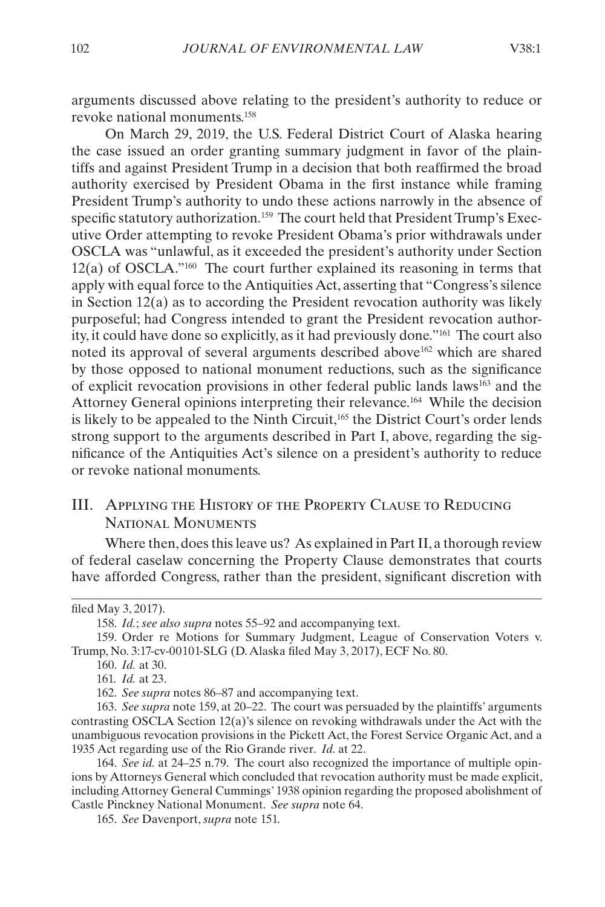arguments discussed above relating to the president's authority to reduce or revoke national monuments.[158]

On March 29, 2019, the U.S. Federal District Court of Alaska hearing the case issued an order granting summary judgment in favor of the plaintiffs and against President Trump in a decision that both reaffirmed the broad authority exercised by President Obama in the first instance while framing President Trump's authority to undo these actions narrowly in the absence of specific statutory authorization.[159] The court held that President Trump's Executive Order attempting to revoke President Obama's prior withdrawals under OSCLA was "unlawful, as it exceeded the president's authority under Section 12(a) of OSCLA."[160] The court further explained its reasoning in terms that apply with equal force to the Antiquities Act, asserting that "Congress's silence in Section 12(a) as to according the President revocation authority was likely purposeful; had Congress intended to grant the President revocation authority, it could have done so explicitly, as it had previously done."[161] The court also noted its approval of several arguments described above[162] which are shared by those opposed to national monument reductions, such as the significance of explicit revocation provisions in other federal public lands laws[163] and the Attorney General opinions interpreting their relevance.[164] While the decision is likely to be appealed to the Ninth Circuit,[165] the District Court's order lends strong support to the arguments described in Part I, above, regarding the significance of the Antiquities Act's silence on a president's authority to reduce or revoke national monuments.

## III. Applying the History of the Property Clause to Reducing National Monuments

Where then, does this leave us? As explained in Part II, a thorough review of federal caselaw concerning the Property Clause demonstrates that courts have afforded Congress, rather than the president, significant discretion with

---

filed May 3, 2017).

158. *Id.*; *see also supra* notes 55–92 and accompanying text.

159. Order re Motions for Summary Judgment, League of Conservation Voters v. Trump, No. 3:17-cv-00101-SLG (D. Alaska filed May 3, 2017), ECF No. 80.

160. *Id.* at 30.

161. *Id.* at 23.

162. *See supra* notes 86–87 and accompanying text.

163. *See supra* note 159, at 20–22. The court was persuaded by the plaintiffs' arguments contrasting OSCLA Section 12(a)'s silence on revoking withdrawals under the Act with the unambiguous revocation provisions in the Pickett Act, the Forest Service Organic Act, and a 1935 Act regarding use of the Rio Grande river. *Id.* at 22.

164. *See id.* at 24–25 n.79. The court also recognized the importance of multiple opinions by Attorneys General which concluded that revocation authority must be made explicit, including Attorney General Cummings' 1938 opinion regarding the proposed abolishment of Castle Pinckney National Monument. *See supra* note 64.

165. *See* Davenport, *supra* note 151.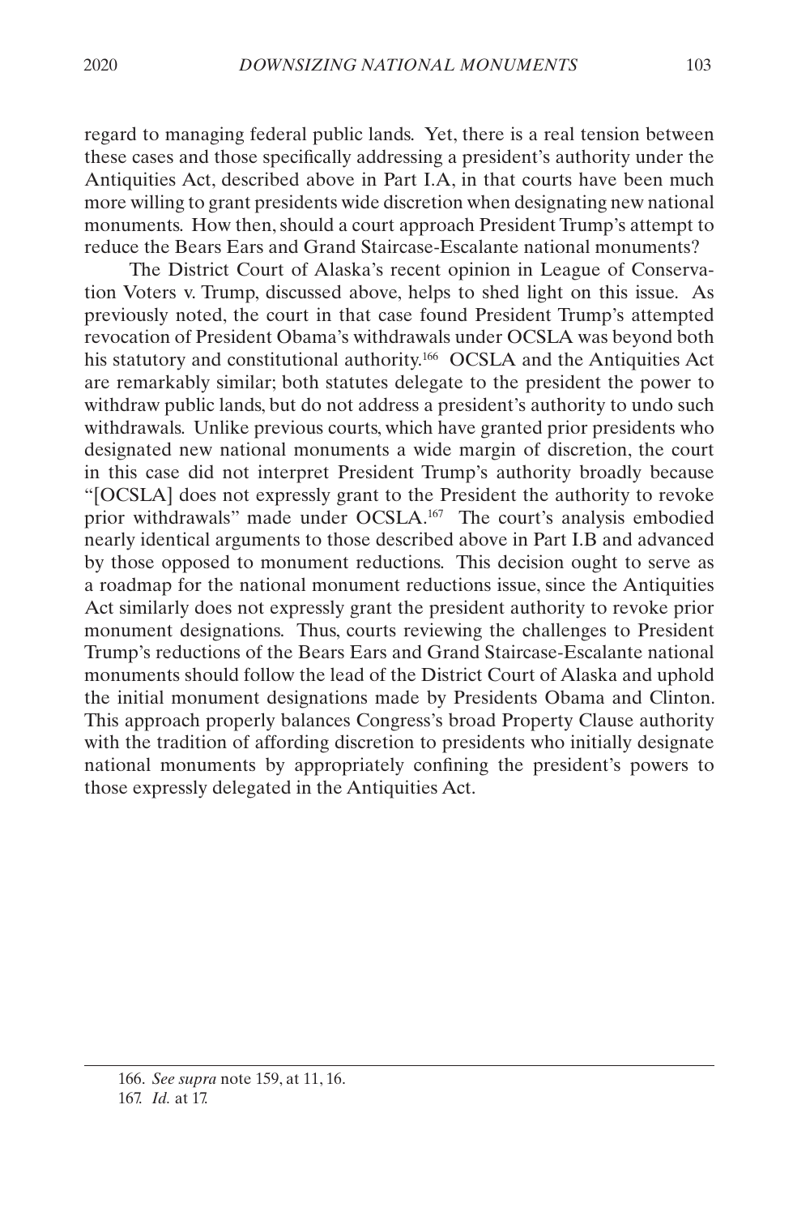regard to managing federal public lands. Yet, there is a real tension between these cases and those specifically addressing a president's authority under the Antiquities Act, described above in Part I.A, in that courts have been much more willing to grant presidents wide discretion when designating new national monuments. How then, should a court approach President Trump's attempt to reduce the Bears Ears and Grand Staircase-Escalante national monuments?

The District Court of Alaska's recent opinion in League of Conservation Voters v. Trump, discussed above, helps to shed light on this issue. As previously noted, the court in that case found President Trump's attempted revocation of President Obama's withdrawals under OCSLA was beyond both his statutory and constitutional authority.[166] OCSLA and the Antiquities Act are remarkably similar; both statutes delegate to the president the power to withdraw public lands, but do not address a president's authority to undo such withdrawals. Unlike previous courts, which have granted prior presidents who designated new national monuments a wide margin of discretion, the court in this case did not interpret President Trump's authority broadly because "[OCSLA] does not expressly grant to the President the authority to revoke prior withdrawals" made under OCSLA.[167] The court's analysis embodied nearly identical arguments to those described above in Part I.B and advanced by those opposed to monument reductions. This decision ought to serve as a roadmap for the national monument reductions issue, since the Antiquities Act similarly does not expressly grant the president authority to revoke prior monument designations. Thus, courts reviewing the challenges to President Trump's reductions of the Bears Ears and Grand Staircase-Escalante national monuments should follow the lead of the District Court of Alaska and uphold the initial monument designations made by Presidents Obama and Clinton. This approach properly balances Congress's broad Property Clause authority with the tradition of affording discretion to presidents who initially designate national monuments by appropriately confining the president's powers to those expressly delegated in the Antiquities Act.

166. *See supra* note 159, at 11, 16.

167. *Id.* at 17.